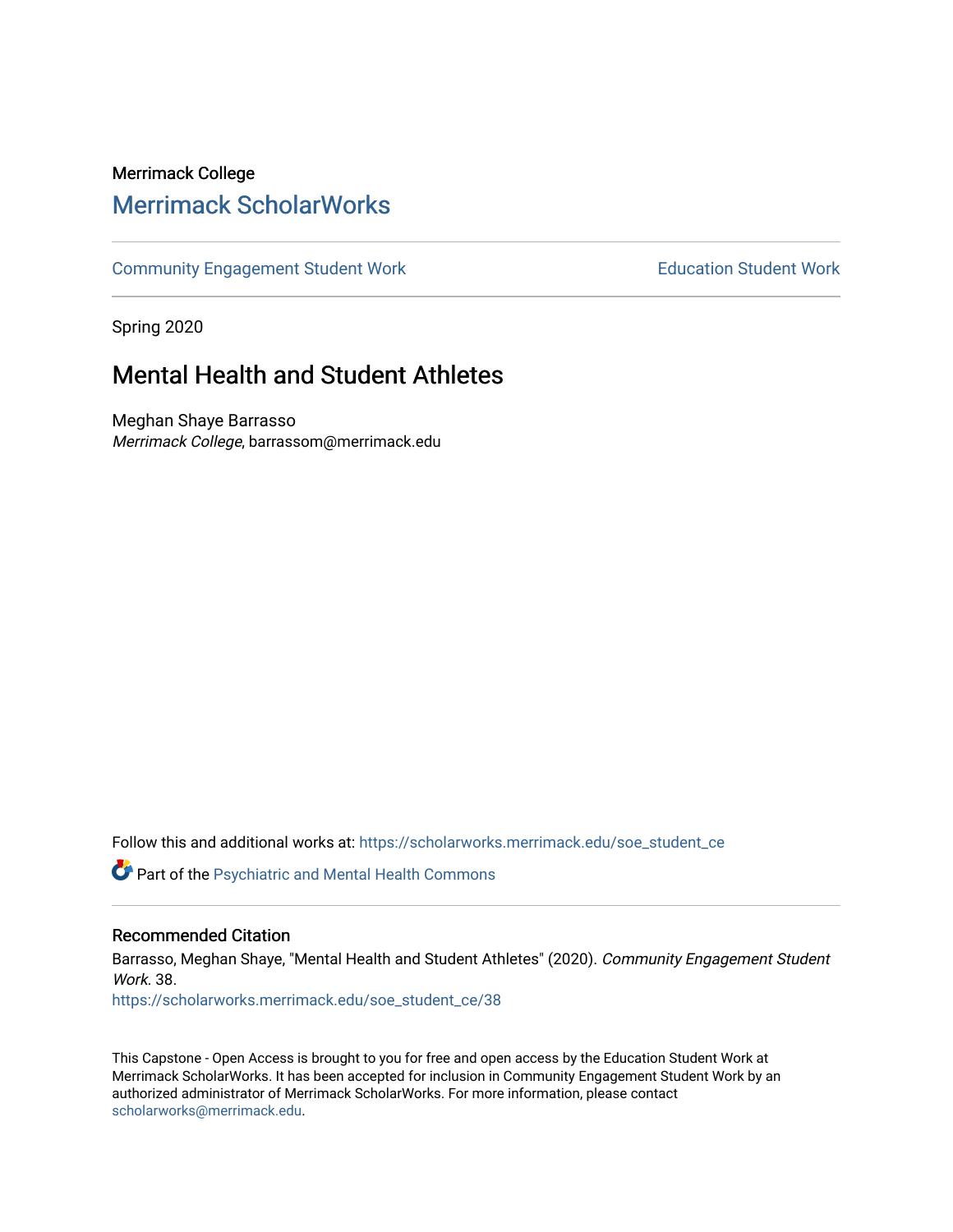Merrimack College

# Merrimack ScholarWorks

Community Engagement Student Work | Education Student Work

Spring 2020

## Mental Health and Student Athletes

Meghan Shaye Barrasso
*Merrimack College*, barrassom@merrimack.edu

Follow this and additional works at: https://scholarworks.merrimack.edu/soe_student_ce

Part of the Psychiatric and Mental Health Commons

### Recommended Citation

Barrasso, Meghan Shaye, "Mental Health and Student Athletes" (2020). *Community Engagement Student Work.* 38.
https://scholarworks.merrimack.edu/soe_student_ce/38

This Capstone - Open Access is brought to you for free and open access by the Education Student Work at Merrimack ScholarWorks. It has been accepted for inclusion in Community Engagement Student Work by an authorized administrator of Merrimack ScholarWorks. For more information, please contact scholarworks@merrimack.edu.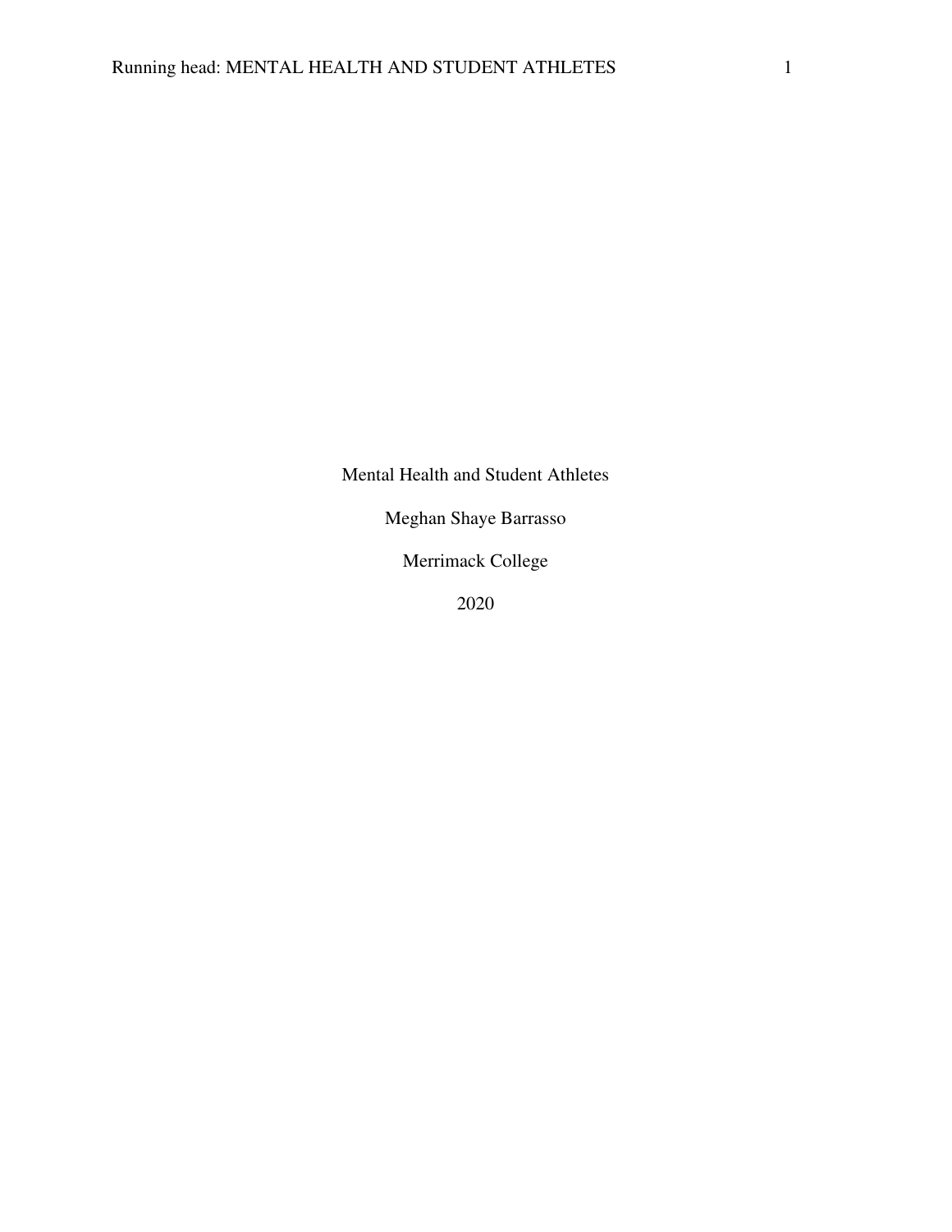Mental Health and Student Athletes

Meghan Shaye Barrasso

Merrimack College

2020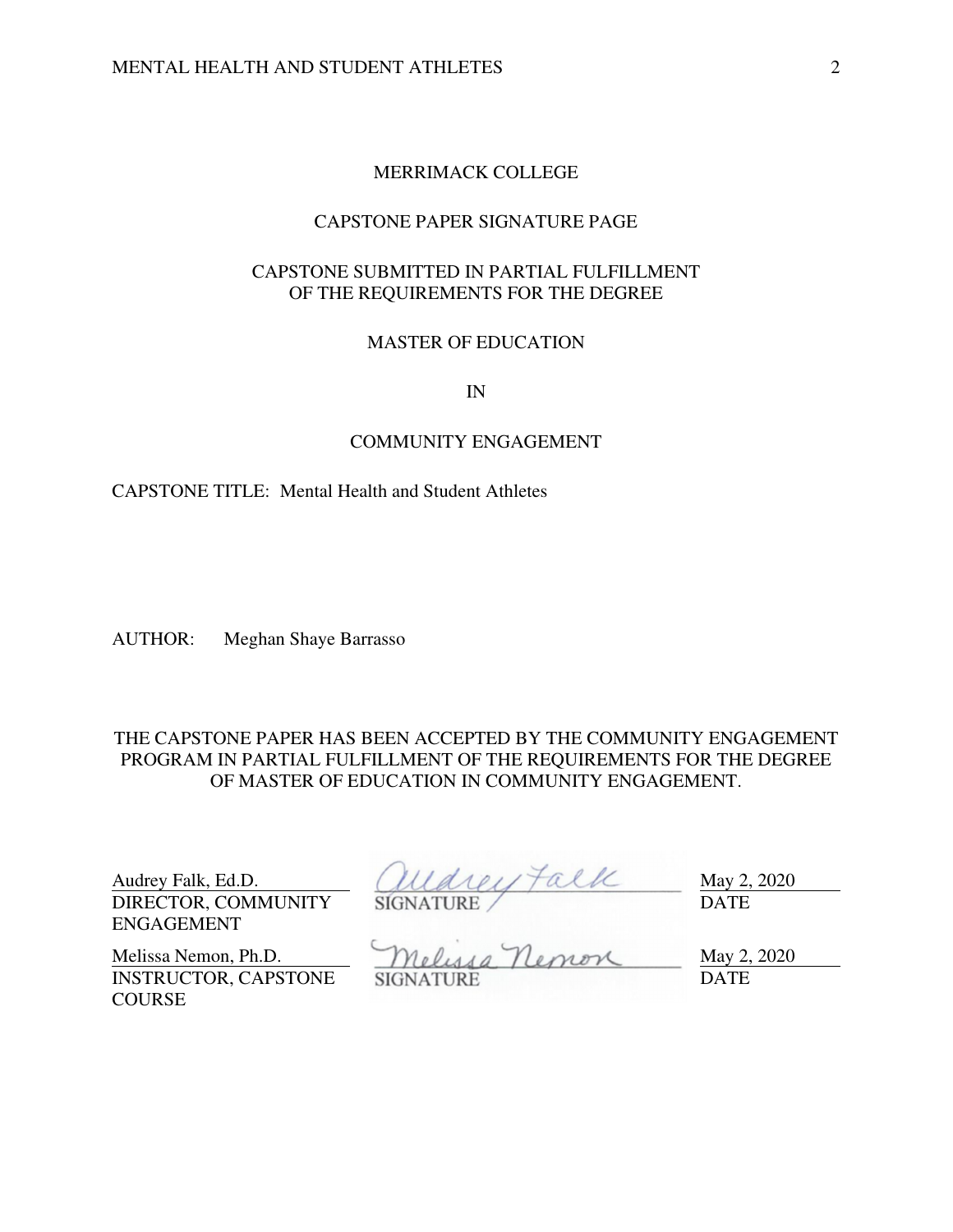MERRIMACK COLLEGE

CAPSTONE PAPER SIGNATURE PAGE

CAPSTONE SUBMITTED IN PARTIAL FULFILLMENT
OF THE REQUIREMENTS FOR THE DEGREE

MASTER OF EDUCATION

IN

COMMUNITY ENGAGEMENT

CAPSTONE TITLE: Mental Health and Student Athletes

AUTHOR: Meghan Shaye Barrasso

THE CAPSTONE PAPER HAS BEEN ACCEPTED BY THE COMMUNITY ENGAGEMENT PROGRAM IN PARTIAL FULFILLMENT OF THE REQUIREMENTS FOR THE DEGREE OF MASTER OF EDUCATION IN COMMUNITY ENGAGEMENT.

| | | |
|---|---|---|
| Audrey Falk, Ed.D.<br>DIRECTOR, COMMUNITY ENGAGEMENT | Audrey Falk<br>SIGNATURE | May 2, 2020<br>DATE |
| Melissa Nemon, Ph.D.<br>INSTRUCTOR, CAPSTONE COURSE | Melissa Nemon<br>SIGNATURE | May 2, 2020<br>DATE |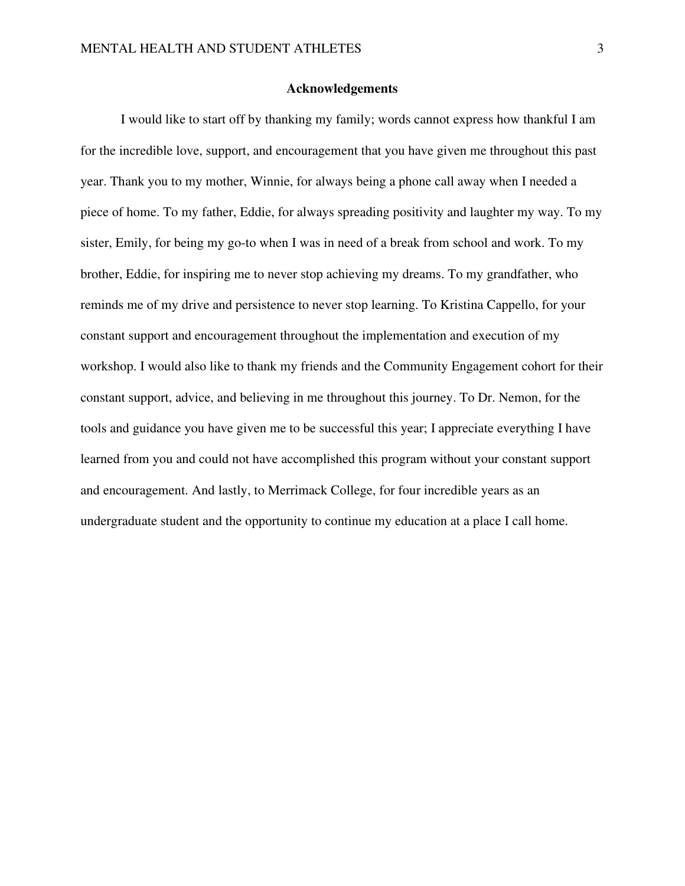## Acknowledgements

I would like to start off by thanking my family; words cannot express how thankful I am for the incredible love, support, and encouragement that you have given me throughout this past year. Thank you to my mother, Winnie, for always being a phone call away when I needed a piece of home. To my father, Eddie, for always spreading positivity and laughter my way. To my sister, Emily, for being my go-to when I was in need of a break from school and work. To my brother, Eddie, for inspiring me to never stop achieving my dreams. To my grandfather, who reminds me of my drive and persistence to never stop learning. To Kristina Cappello, for your constant support and encouragement throughout the implementation and execution of my workshop. I would also like to thank my friends and the Community Engagement cohort for their constant support, advice, and believing in me throughout this journey. To Dr. Nemon, for the tools and guidance you have given me to be successful this year; I appreciate everything I have learned from you and could not have accomplished this program without your constant support and encouragement. And lastly, to Merrimack College, for four incredible years as an undergraduate student and the opportunity to continue my education at a place I call home.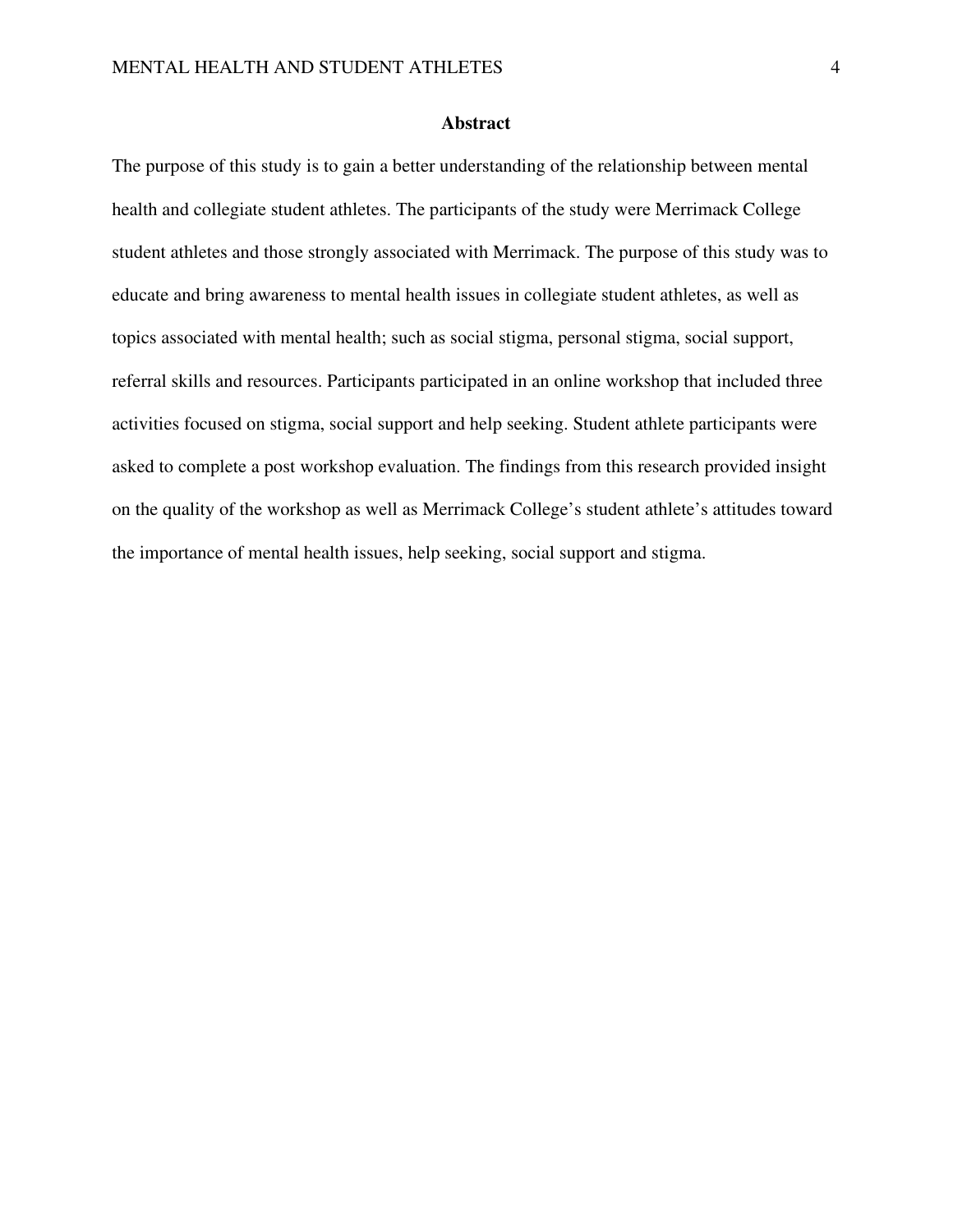# Abstract

The purpose of this study is to gain a better understanding of the relationship between mental health and collegiate student athletes. The participants of the study were Merrimack College student athletes and those strongly associated with Merrimack. The purpose of this study was to educate and bring awareness to mental health issues in collegiate student athletes, as well as topics associated with mental health; such as social stigma, personal stigma, social support, referral skills and resources. Participants participated in an online workshop that included three activities focused on stigma, social support and help seeking. Student athlete participants were asked to complete a post workshop evaluation. The findings from this research provided insight on the quality of the workshop as well as Merrimack College's student athlete's attitudes toward the importance of mental health issues, help seeking, social support and stigma.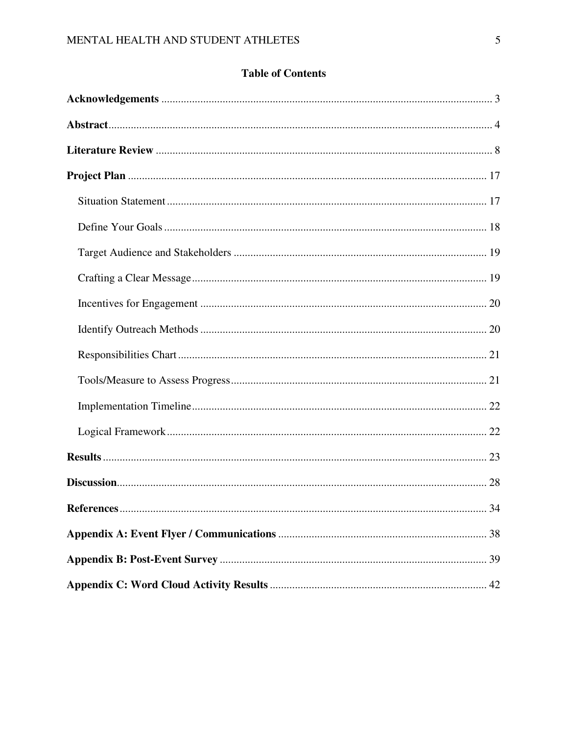## Table of Contents

**Acknowledgements** ........................................................................................................ 3

**Abstract** ........................................................................................................................ 4

**Literature Review** ........................................................................................................ 8

**Project Plan** ................................................................................................................ 17

- Situation Statement ................................................................................................... 17
- Define Your Goals ..................................................................................................... 18
- Target Audience and Stakeholders ............................................................................ 19
- Crafting a Clear Message ........................................................................................... 19
- Incentives for Engagement ........................................................................................ 20
- Identify Outreach Methods ........................................................................................ 20
- Responsibilities Chart ................................................................................................ 21
- Tools/Measure to Assess Progress ............................................................................. 21
- Implementation Timeline ........................................................................................... 22
- Logical Framework .................................................................................................... 22

**Results** ......................................................................................................................... 23

**Discussion** .................................................................................................................... 28

**References** .................................................................................................................... 34

**Appendix A: Event Flyer / Communications** ............................................................. 38

**Appendix B: Post-Event Survey** ................................................................................. 39

**Appendix C: Word Cloud Activity Results** ................................................................ 42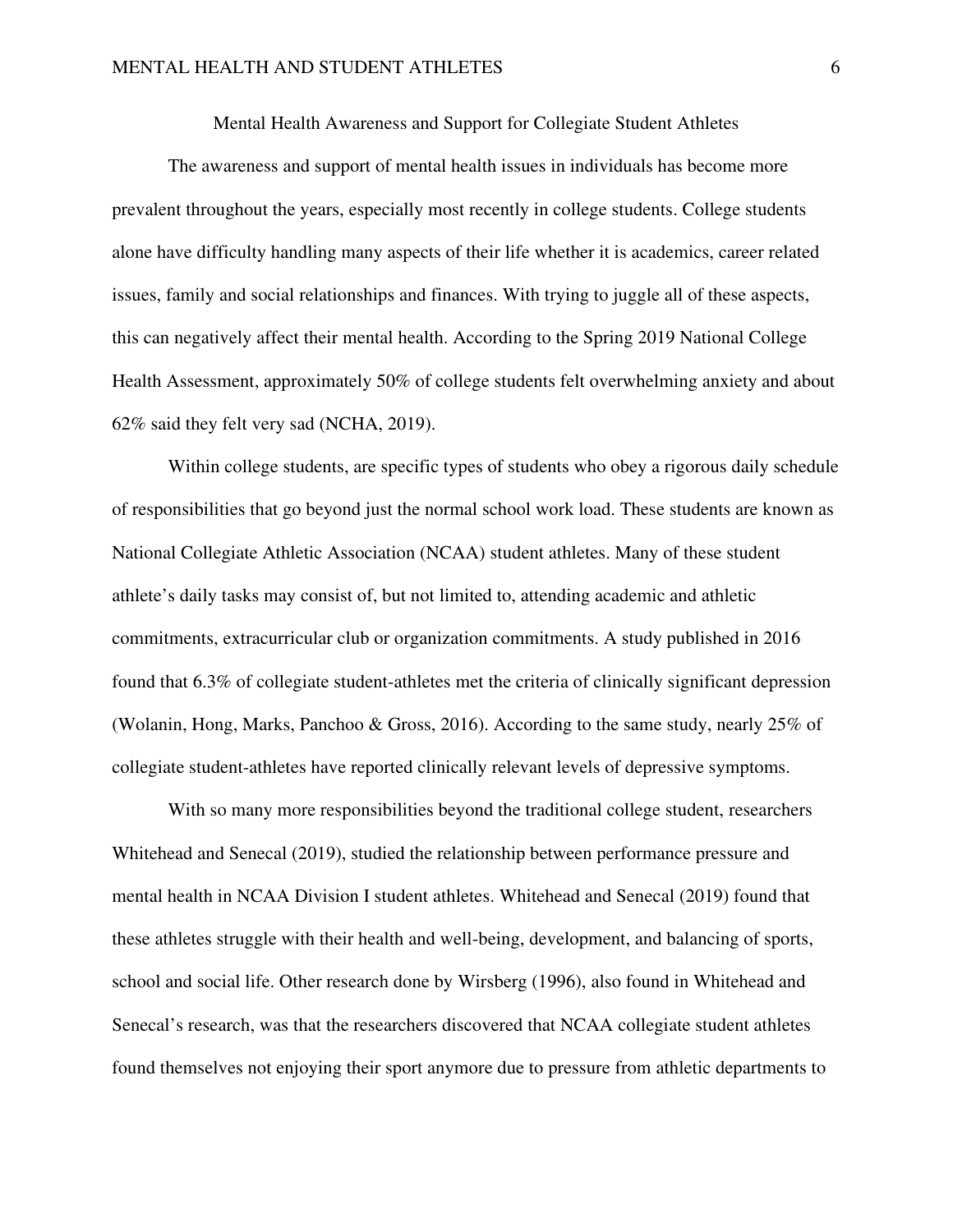# Mental Health Awareness and Support for Collegiate Student Athletes

The awareness and support of mental health issues in individuals has become more prevalent throughout the years, especially most recently in college students. College students alone have difficulty handling many aspects of their life whether it is academics, career related issues, family and social relationships and finances. With trying to juggle all of these aspects, this can negatively affect their mental health. According to the Spring 2019 National College Health Assessment, approximately 50% of college students felt overwhelming anxiety and about 62% said they felt very sad (NCHA, 2019).

Within college students, are specific types of students who obey a rigorous daily schedule of responsibilities that go beyond just the normal school work load. These students are known as National Collegiate Athletic Association (NCAA) student athletes. Many of these student athlete's daily tasks may consist of, but not limited to, attending academic and athletic commitments, extracurricular club or organization commitments. A study published in 2016 found that 6.3% of collegiate student-athletes met the criteria of clinically significant depression (Wolanin, Hong, Marks, Panchoo & Gross, 2016). According to the same study, nearly 25% of collegiate student-athletes have reported clinically relevant levels of depressive symptoms.

With so many more responsibilities beyond the traditional college student, researchers Whitehead and Senecal (2019), studied the relationship between performance pressure and mental health in NCAA Division I student athletes. Whitehead and Senecal (2019) found that these athletes struggle with their health and well-being, development, and balancing of sports, school and social life. Other research done by Wirsberg (1996), also found in Whitehead and Senecal's research, was that the researchers discovered that NCAA collegiate student athletes found themselves not enjoying their sport anymore due to pressure from athletic departments to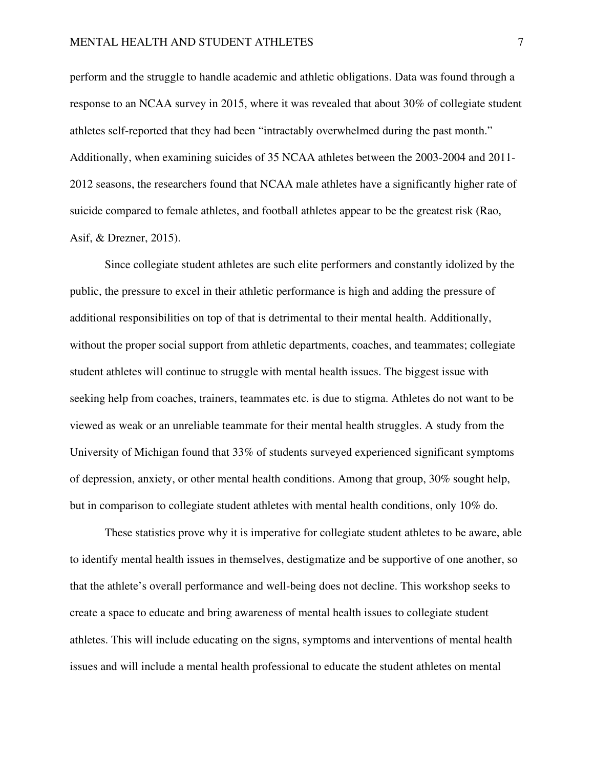perform and the struggle to handle academic and athletic obligations. Data was found through a response to an NCAA survey in 2015, where it was revealed that about 30% of collegiate student athletes self-reported that they had been "intractably overwhelmed during the past month." Additionally, when examining suicides of 35 NCAA athletes between the 2003-2004 and 2011-2012 seasons, the researchers found that NCAA male athletes have a significantly higher rate of suicide compared to female athletes, and football athletes appear to be the greatest risk (Rao, Asif, & Drezner, 2015).

Since collegiate student athletes are such elite performers and constantly idolized by the public, the pressure to excel in their athletic performance is high and adding the pressure of additional responsibilities on top of that is detrimental to their mental health. Additionally, without the proper social support from athletic departments, coaches, and teammates; collegiate student athletes will continue to struggle with mental health issues. The biggest issue with seeking help from coaches, trainers, teammates etc. is due to stigma. Athletes do not want to be viewed as weak or an unreliable teammate for their mental health struggles. A study from the University of Michigan found that 33% of students surveyed experienced significant symptoms of depression, anxiety, or other mental health conditions. Among that group, 30% sought help, but in comparison to collegiate student athletes with mental health conditions, only 10% do.

These statistics prove why it is imperative for collegiate student athletes to be aware, able to identify mental health issues in themselves, destigmatize and be supportive of one another, so that the athlete's overall performance and well-being does not decline. This workshop seeks to create a space to educate and bring awareness of mental health issues to collegiate student athletes. This will include educating on the signs, symptoms and interventions of mental health issues and will include a mental health professional to educate the student athletes on mental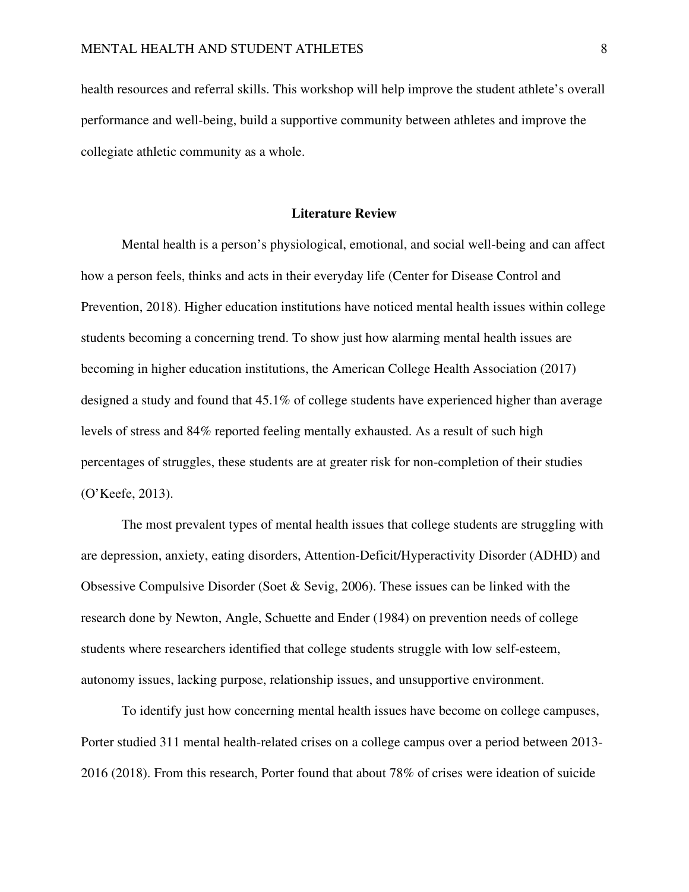health resources and referral skills. This workshop will help improve the student athlete's overall performance and well-being, build a supportive community between athletes and improve the collegiate athletic community as a whole.

## Literature Review

Mental health is a person's physiological, emotional, and social well-being and can affect how a person feels, thinks and acts in their everyday life (Center for Disease Control and Prevention, 2018). Higher education institutions have noticed mental health issues within college students becoming a concerning trend. To show just how alarming mental health issues are becoming in higher education institutions, the American College Health Association (2017) designed a study and found that 45.1% of college students have experienced higher than average levels of stress and 84% reported feeling mentally exhausted. As a result of such high percentages of struggles, these students are at greater risk for non-completion of their studies (O'Keefe, 2013).

The most prevalent types of mental health issues that college students are struggling with are depression, anxiety, eating disorders, Attention-Deficit/Hyperactivity Disorder (ADHD) and Obsessive Compulsive Disorder (Soet & Sevig, 2006). These issues can be linked with the research done by Newton, Angle, Schuette and Ender (1984) on prevention needs of college students where researchers identified that college students struggle with low self-esteem, autonomy issues, lacking purpose, relationship issues, and unsupportive environment.

To identify just how concerning mental health issues have become on college campuses, Porter studied 311 mental health-related crises on a college campus over a period between 2013-2016 (2018). From this research, Porter found that about 78% of crises were ideation of suicide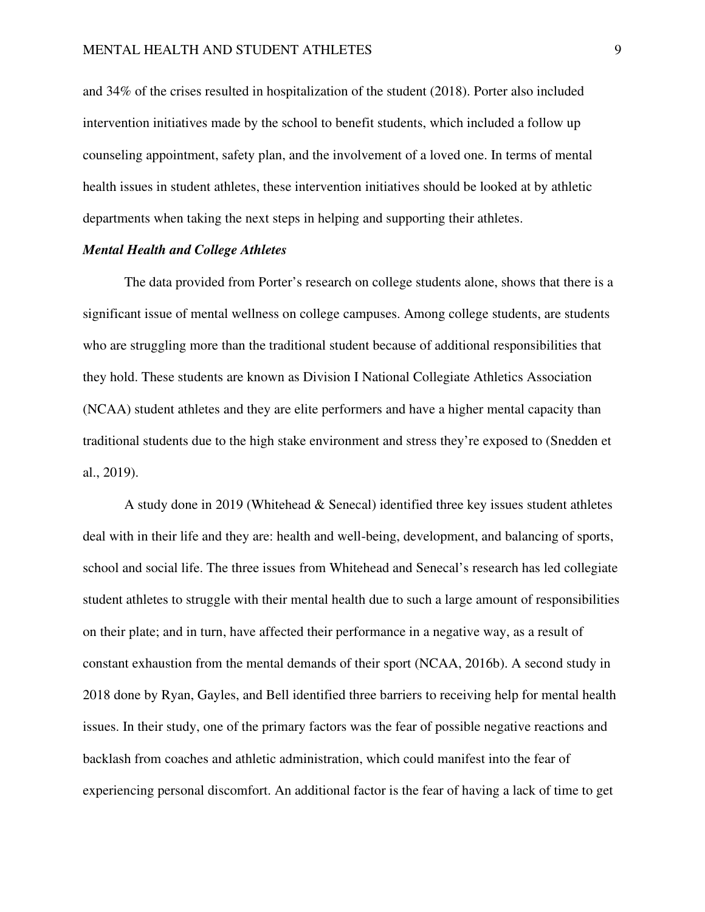and 34% of the crises resulted in hospitalization of the student (2018). Porter also included intervention initiatives made by the school to benefit students, which included a follow up counseling appointment, safety plan, and the involvement of a loved one. In terms of mental health issues in student athletes, these intervention initiatives should be looked at by athletic departments when taking the next steps in helping and supporting their athletes.

### ***Mental Health and College Athletes***

The data provided from Porter's research on college students alone, shows that there is a significant issue of mental wellness on college campuses. Among college students, are students who are struggling more than the traditional student because of additional responsibilities that they hold. These students are known as Division I National Collegiate Athletics Association (NCAA) student athletes and they are elite performers and have a higher mental capacity than traditional students due to the high stake environment and stress they're exposed to (Snedden et al., 2019).

A study done in 2019 (Whitehead & Senecal) identified three key issues student athletes deal with in their life and they are: health and well-being, development, and balancing of sports, school and social life. The three issues from Whitehead and Senecal's research has led collegiate student athletes to struggle with their mental health due to such a large amount of responsibilities on their plate; and in turn, have affected their performance in a negative way, as a result of constant exhaustion from the mental demands of their sport (NCAA, 2016b). A second study in 2018 done by Ryan, Gayles, and Bell identified three barriers to receiving help for mental health issues. In their study, one of the primary factors was the fear of possible negative reactions and backlash from coaches and athletic administration, which could manifest into the fear of experiencing personal discomfort. An additional factor is the fear of having a lack of time to get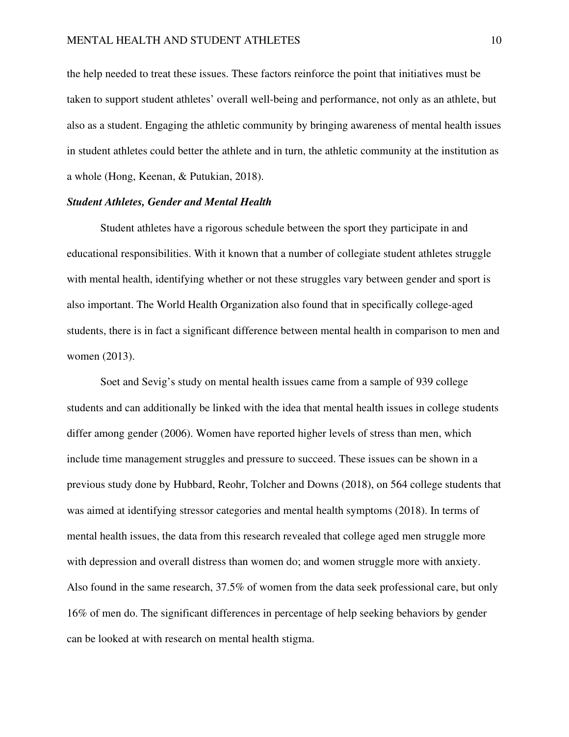the help needed to treat these issues. These factors reinforce the point that initiatives must be taken to support student athletes' overall well-being and performance, not only as an athlete, but also as a student. Engaging the athletic community by bringing awareness of mental health issues in student athletes could better the athlete and in turn, the athletic community at the institution as a whole (Hong, Keenan, & Putukian, 2018).

***Student Athletes, Gender and Mental Health***

Student athletes have a rigorous schedule between the sport they participate in and educational responsibilities. With it known that a number of collegiate student athletes struggle with mental health, identifying whether or not these struggles vary between gender and sport is also important. The World Health Organization also found that in specifically college-aged students, there is in fact a significant difference between mental health in comparison to men and women (2013).

Soet and Sevig's study on mental health issues came from a sample of 939 college students and can additionally be linked with the idea that mental health issues in college students differ among gender (2006). Women have reported higher levels of stress than men, which include time management struggles and pressure to succeed. These issues can be shown in a previous study done by Hubbard, Reohr, Tolcher and Downs (2018), on 564 college students that was aimed at identifying stressor categories and mental health symptoms (2018). In terms of mental health issues, the data from this research revealed that college aged men struggle more with depression and overall distress than women do; and women struggle more with anxiety. Also found in the same research, 37.5% of women from the data seek professional care, but only 16% of men do. The significant differences in percentage of help seeking behaviors by gender can be looked at with research on mental health stigma.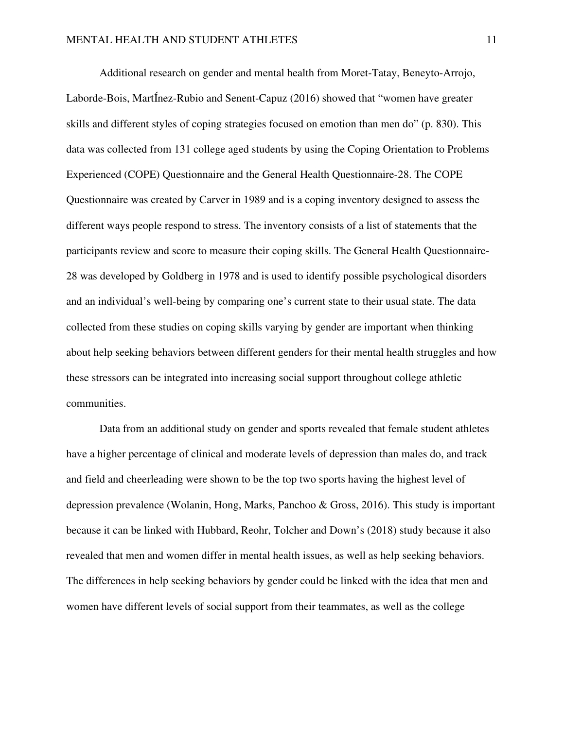Additional research on gender and mental health from Moret-Tatay, Beneyto-Arrojo, Laborde-Bois, MartÍnez-Rubio and Senent-Capuz (2016) showed that “women have greater skills and different styles of coping strategies focused on emotion than men do” (p. 830). This data was collected from 131 college aged students by using the Coping Orientation to Problems Experienced (COPE) Questionnaire and the General Health Questionnaire-28. The COPE Questionnaire was created by Carver in 1989 and is a coping inventory designed to assess the different ways people respond to stress. The inventory consists of a list of statements that the participants review and score to measure their coping skills. The General Health Questionnaire-28 was developed by Goldberg in 1978 and is used to identify possible psychological disorders and an individual’s well-being by comparing one’s current state to their usual state. The data collected from these studies on coping skills varying by gender are important when thinking about help seeking behaviors between different genders for their mental health struggles and how these stressors can be integrated into increasing social support throughout college athletic communities.

Data from an additional study on gender and sports revealed that female student athletes have a higher percentage of clinical and moderate levels of depression than males do, and track and field and cheerleading were shown to be the top two sports having the highest level of depression prevalence (Wolanin, Hong, Marks, Panchoo & Gross, 2016). This study is important because it can be linked with Hubbard, Reohr, Tolcher and Down’s (2018) study because it also revealed that men and women differ in mental health issues, as well as help seeking behaviors. The differences in help seeking behaviors by gender could be linked with the idea that men and women have different levels of social support from their teammates, as well as the college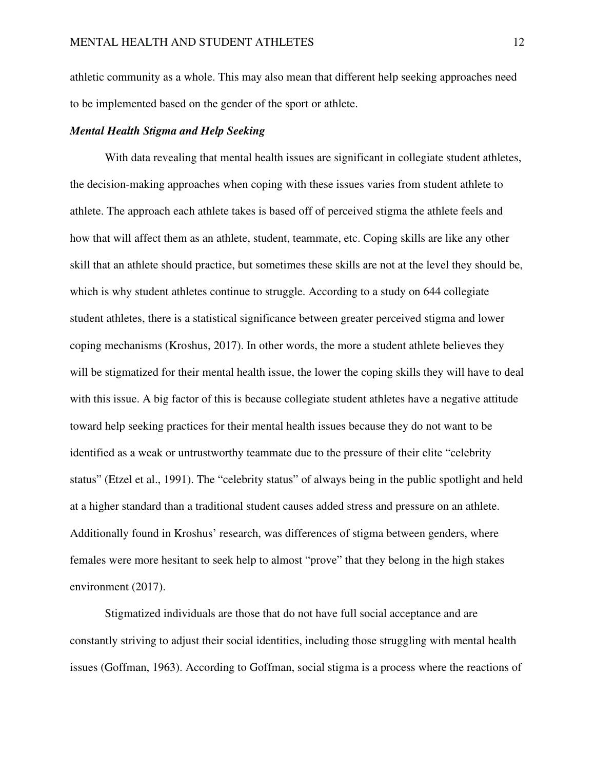athletic community as a whole. This may also mean that different help seeking approaches need to be implemented based on the gender of the sport or athlete.

### *Mental Health Stigma and Help Seeking*

With data revealing that mental health issues are significant in collegiate student athletes, the decision-making approaches when coping with these issues varies from student athlete to athlete. The approach each athlete takes is based off of perceived stigma the athlete feels and how that will affect them as an athlete, student, teammate, etc. Coping skills are like any other skill that an athlete should practice, but sometimes these skills are not at the level they should be, which is why student athletes continue to struggle. According to a study on 644 collegiate student athletes, there is a statistical significance between greater perceived stigma and lower coping mechanisms (Kroshus, 2017). In other words, the more a student athlete believes they will be stigmatized for their mental health issue, the lower the coping skills they will have to deal with this issue. A big factor of this is because collegiate student athletes have a negative attitude toward help seeking practices for their mental health issues because they do not want to be identified as a weak or untrustworthy teammate due to the pressure of their elite "celebrity status" (Etzel et al., 1991). The "celebrity status" of always being in the public spotlight and held at a higher standard than a traditional student causes added stress and pressure on an athlete. Additionally found in Kroshus' research, was differences of stigma between genders, where females were more hesitant to seek help to almost "prove" that they belong in the high stakes environment (2017).

Stigmatized individuals are those that do not have full social acceptance and are constantly striving to adjust their social identities, including those struggling with mental health issues (Goffman, 1963). According to Goffman, social stigma is a process where the reactions of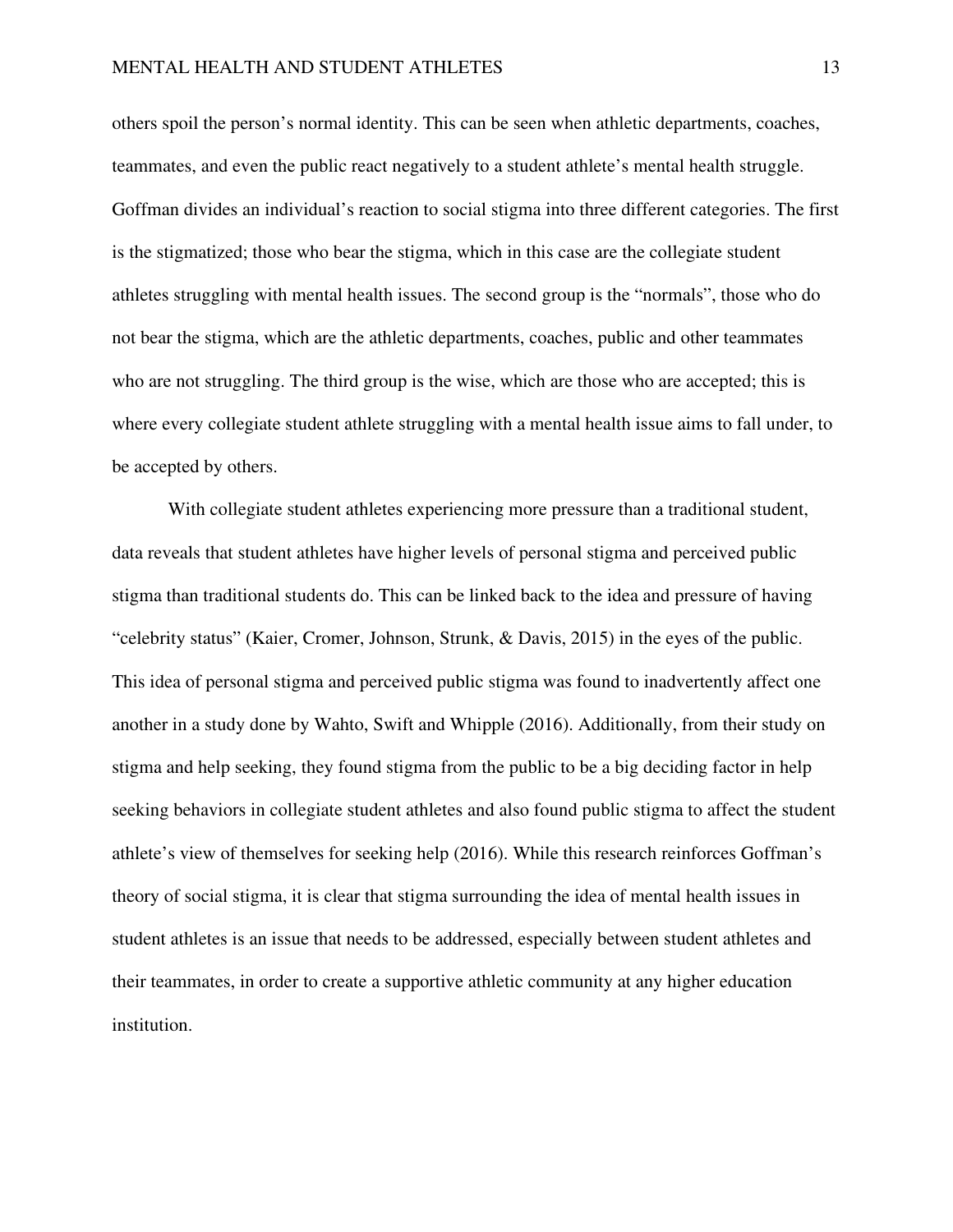others spoil the person's normal identity. This can be seen when athletic departments, coaches, teammates, and even the public react negatively to a student athlete's mental health struggle. Goffman divides an individual's reaction to social stigma into three different categories. The first is the stigmatized; those who bear the stigma, which in this case are the collegiate student athletes struggling with mental health issues. The second group is the "normals", those who do not bear the stigma, which are the athletic departments, coaches, public and other teammates who are not struggling. The third group is the wise, which are those who are accepted; this is where every collegiate student athlete struggling with a mental health issue aims to fall under, to be accepted by others.

With collegiate student athletes experiencing more pressure than a traditional student, data reveals that student athletes have higher levels of personal stigma and perceived public stigma than traditional students do. This can be linked back to the idea and pressure of having "celebrity status" (Kaier, Cromer, Johnson, Strunk, & Davis, 2015) in the eyes of the public. This idea of personal stigma and perceived public stigma was found to inadvertently affect one another in a study done by Wahto, Swift and Whipple (2016). Additionally, from their study on stigma and help seeking, they found stigma from the public to be a big deciding factor in help seeking behaviors in collegiate student athletes and also found public stigma to affect the student athlete's view of themselves for seeking help (2016). While this research reinforces Goffman's theory of social stigma, it is clear that stigma surrounding the idea of mental health issues in student athletes is an issue that needs to be addressed, especially between student athletes and their teammates, in order to create a supportive athletic community at any higher education institution.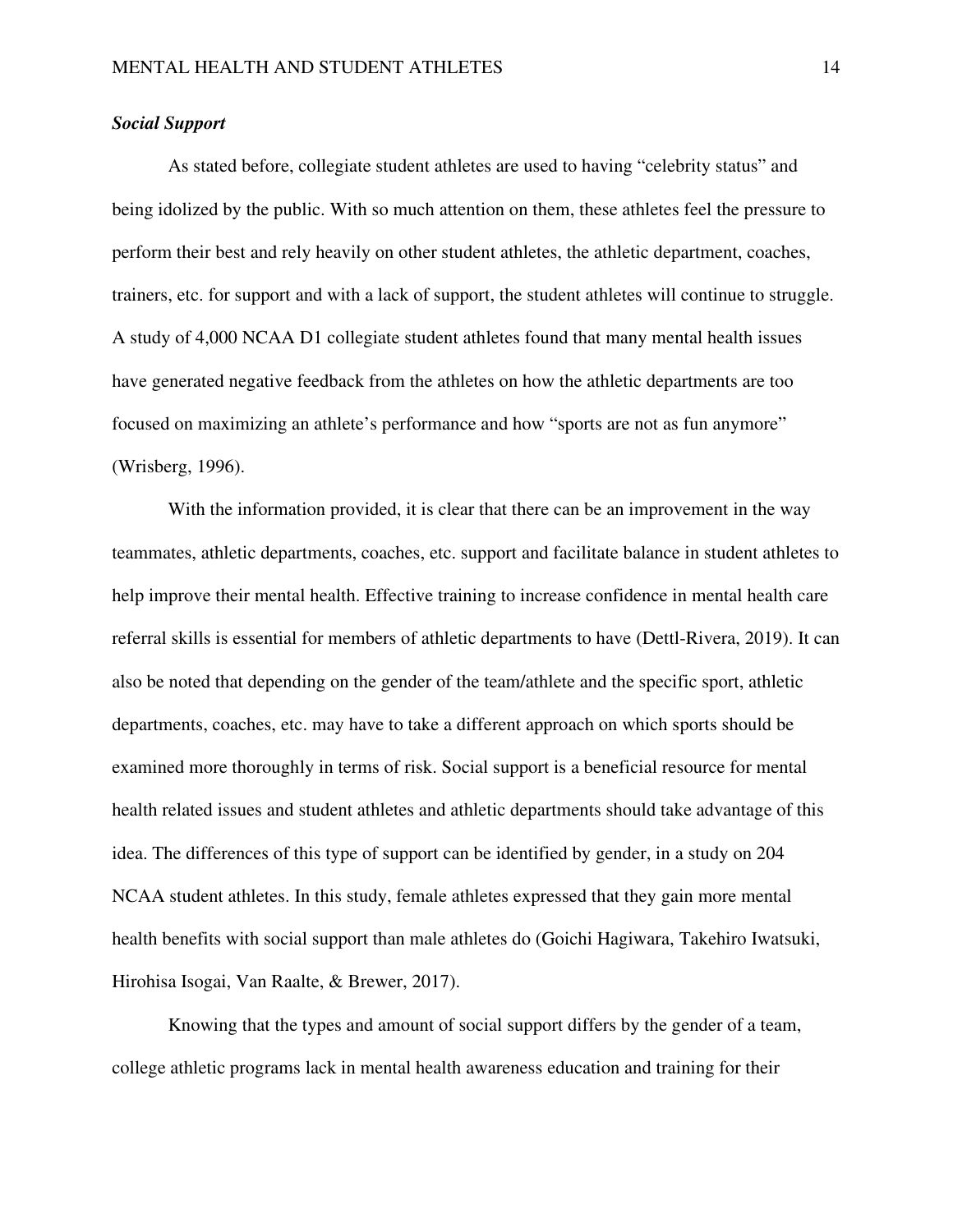### *Social Support*

As stated before, collegiate student athletes are used to having "celebrity status" and being idolized by the public. With so much attention on them, these athletes feel the pressure to perform their best and rely heavily on other student athletes, the athletic department, coaches, trainers, etc. for support and with a lack of support, the student athletes will continue to struggle. A study of 4,000 NCAA D1 collegiate student athletes found that many mental health issues have generated negative feedback from the athletes on how the athletic departments are too focused on maximizing an athlete's performance and how "sports are not as fun anymore" (Wrisberg, 1996).

With the information provided, it is clear that there can be an improvement in the way teammates, athletic departments, coaches, etc. support and facilitate balance in student athletes to help improve their mental health. Effective training to increase confidence in mental health care referral skills is essential for members of athletic departments to have (Dettl-Rivera, 2019). It can also be noted that depending on the gender of the team/athlete and the specific sport, athletic departments, coaches, etc. may have to take a different approach on which sports should be examined more thoroughly in terms of risk. Social support is a beneficial resource for mental health related issues and student athletes and athletic departments should take advantage of this idea. The differences of this type of support can be identified by gender, in a study on 204 NCAA student athletes. In this study, female athletes expressed that they gain more mental health benefits with social support than male athletes do (Goichi Hagiwara, Takehiro Iwatsuki, Hirohisa Isogai, Van Raalte, & Brewer, 2017).

Knowing that the types and amount of social support differs by the gender of a team, college athletic programs lack in mental health awareness education and training for their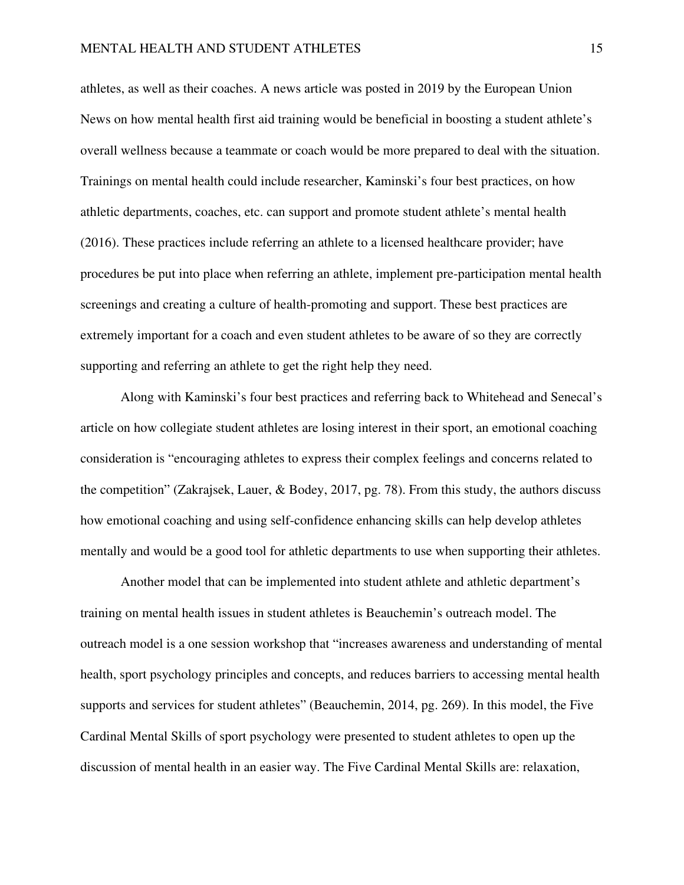athletes, as well as their coaches. A news article was posted in 2019 by the European Union News on how mental health first aid training would be beneficial in boosting a student athlete's overall wellness because a teammate or coach would be more prepared to deal with the situation. Trainings on mental health could include researcher, Kaminski's four best practices, on how athletic departments, coaches, etc. can support and promote student athlete's mental health (2016). These practices include referring an athlete to a licensed healthcare provider; have procedures be put into place when referring an athlete, implement pre-participation mental health screenings and creating a culture of health-promoting and support. These best practices are extremely important for a coach and even student athletes to be aware of so they are correctly supporting and referring an athlete to get the right help they need.

Along with Kaminski's four best practices and referring back to Whitehead and Senecal's article on how collegiate student athletes are losing interest in their sport, an emotional coaching consideration is "encouraging athletes to express their complex feelings and concerns related to the competition" (Zakrajsek, Lauer, & Bodey, 2017, pg. 78). From this study, the authors discuss how emotional coaching and using self-confidence enhancing skills can help develop athletes mentally and would be a good tool for athletic departments to use when supporting their athletes.

Another model that can be implemented into student athlete and athletic department's training on mental health issues in student athletes is Beauchemin's outreach model. The outreach model is a one session workshop that "increases awareness and understanding of mental health, sport psychology principles and concepts, and reduces barriers to accessing mental health supports and services for student athletes" (Beauchemin, 2014, pg. 269). In this model, the Five Cardinal Mental Skills of sport psychology were presented to student athletes to open up the discussion of mental health in an easier way. The Five Cardinal Mental Skills are: relaxation,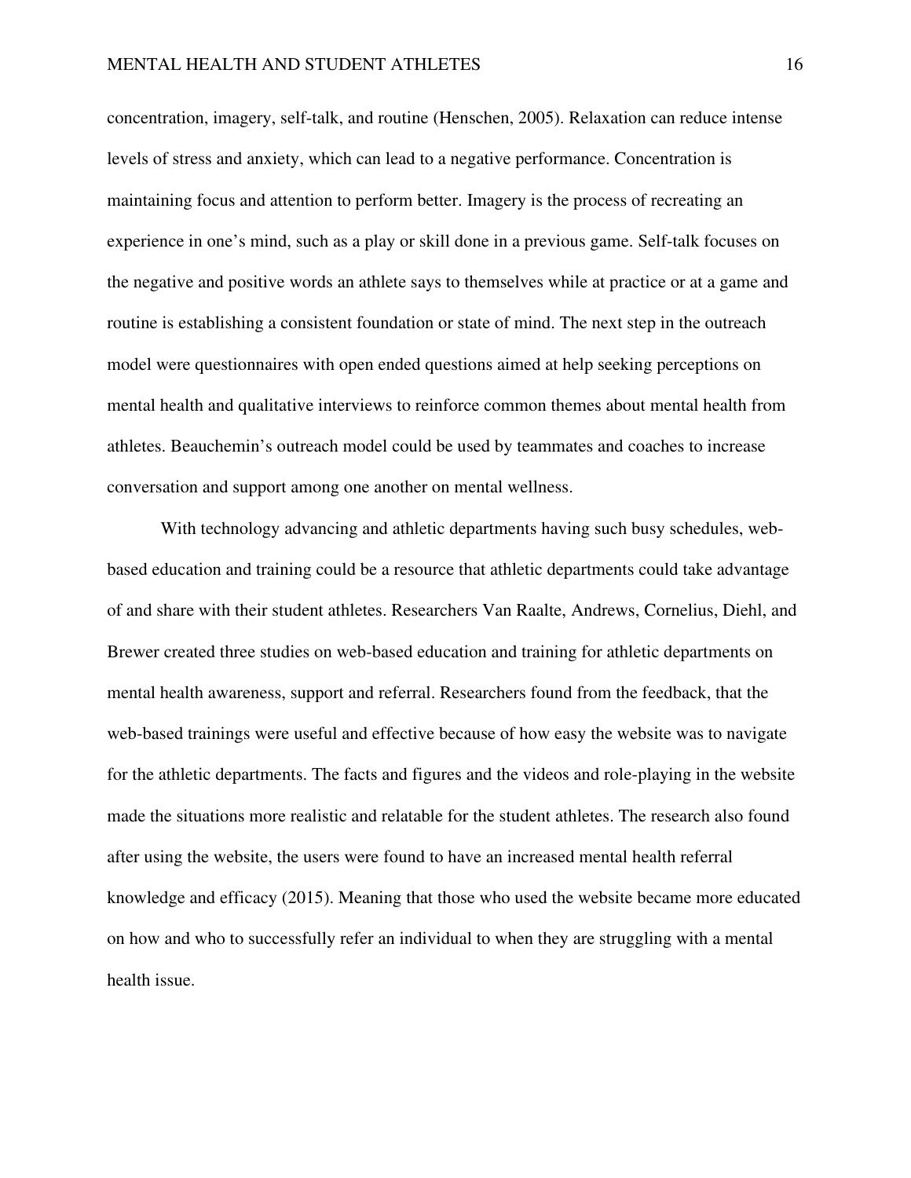concentration, imagery, self-talk, and routine (Henschen, 2005). Relaxation can reduce intense levels of stress and anxiety, which can lead to a negative performance. Concentration is maintaining focus and attention to perform better. Imagery is the process of recreating an experience in one's mind, such as a play or skill done in a previous game. Self-talk focuses on the negative and positive words an athlete says to themselves while at practice or at a game and routine is establishing a consistent foundation or state of mind. The next step in the outreach model were questionnaires with open ended questions aimed at help seeking perceptions on mental health and qualitative interviews to reinforce common themes about mental health from athletes. Beauchemin's outreach model could be used by teammates and coaches to increase conversation and support among one another on mental wellness.

With technology advancing and athletic departments having such busy schedules, web-based education and training could be a resource that athletic departments could take advantage of and share with their student athletes. Researchers Van Raalte, Andrews, Cornelius, Diehl, and Brewer created three studies on web-based education and training for athletic departments on mental health awareness, support and referral. Researchers found from the feedback, that the web-based trainings were useful and effective because of how easy the website was to navigate for the athletic departments. The facts and figures and the videos and role-playing in the website made the situations more realistic and relatable for the student athletes. The research also found after using the website, the users were found to have an increased mental health referral knowledge and efficacy (2015). Meaning that those who used the website became more educated on how and who to successfully refer an individual to when they are struggling with a mental health issue.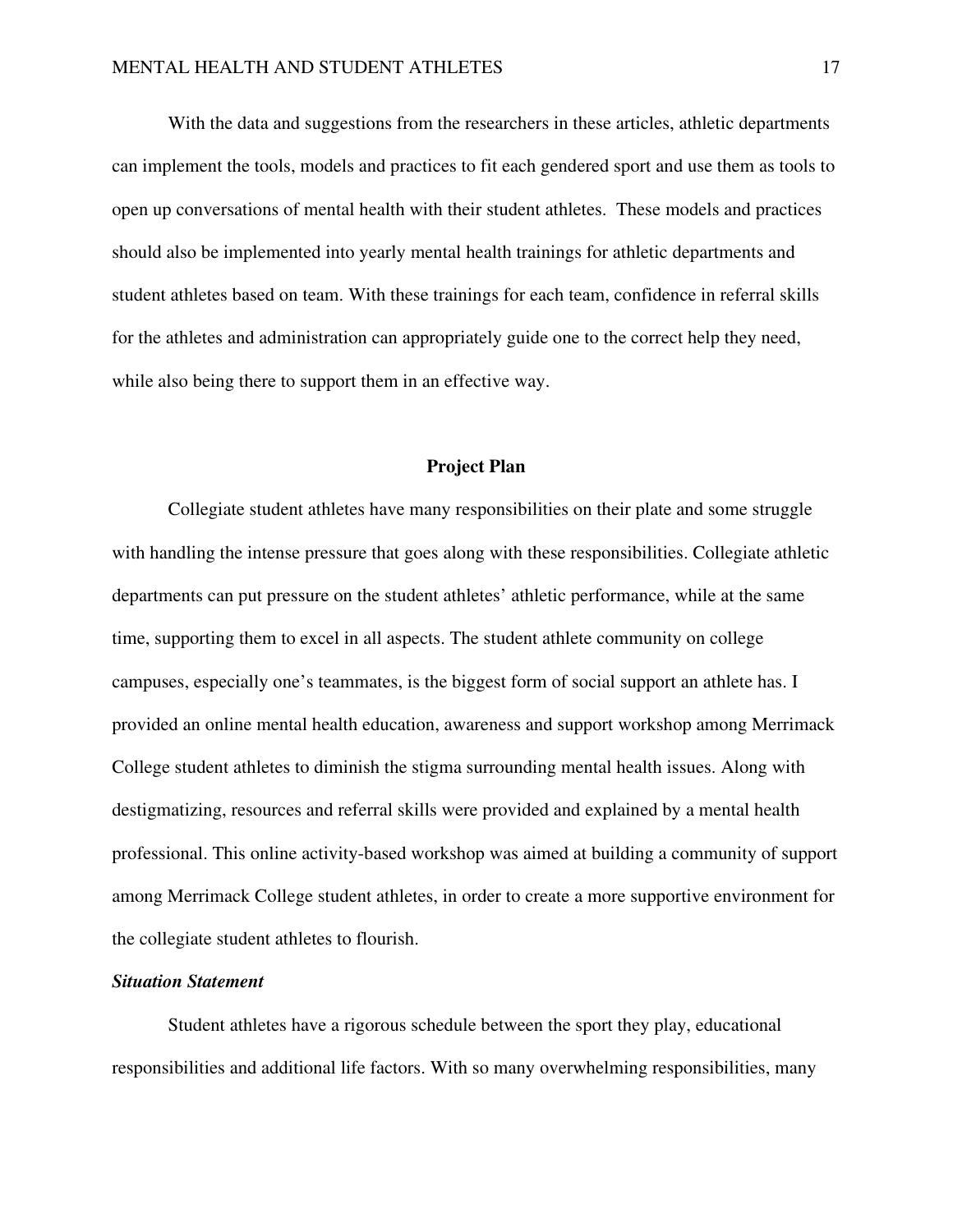With the data and suggestions from the researchers in these articles, athletic departments can implement the tools, models and practices to fit each gendered sport and use them as tools to open up conversations of mental health with their student athletes. These models and practices should also be implemented into yearly mental health trainings for athletic departments and student athletes based on team. With these trainings for each team, confidence in referral skills for the athletes and administration can appropriately guide one to the correct help they need, while also being there to support them in an effective way.

## Project Plan

Collegiate student athletes have many responsibilities on their plate and some struggle with handling the intense pressure that goes along with these responsibilities. Collegiate athletic departments can put pressure on the student athletes' athletic performance, while at the same time, supporting them to excel in all aspects. The student athlete community on college campuses, especially one's teammates, is the biggest form of social support an athlete has. I provided an online mental health education, awareness and support workshop among Merrimack College student athletes to diminish the stigma surrounding mental health issues. Along with destigmatizing, resources and referral skills were provided and explained by a mental health professional. This online activity-based workshop was aimed at building a community of support among Merrimack College student athletes, in order to create a more supportive environment for the collegiate student athletes to flourish.

### *Situation Statement*

Student athletes have a rigorous schedule between the sport they play, educational responsibilities and additional life factors. With so many overwhelming responsibilities, many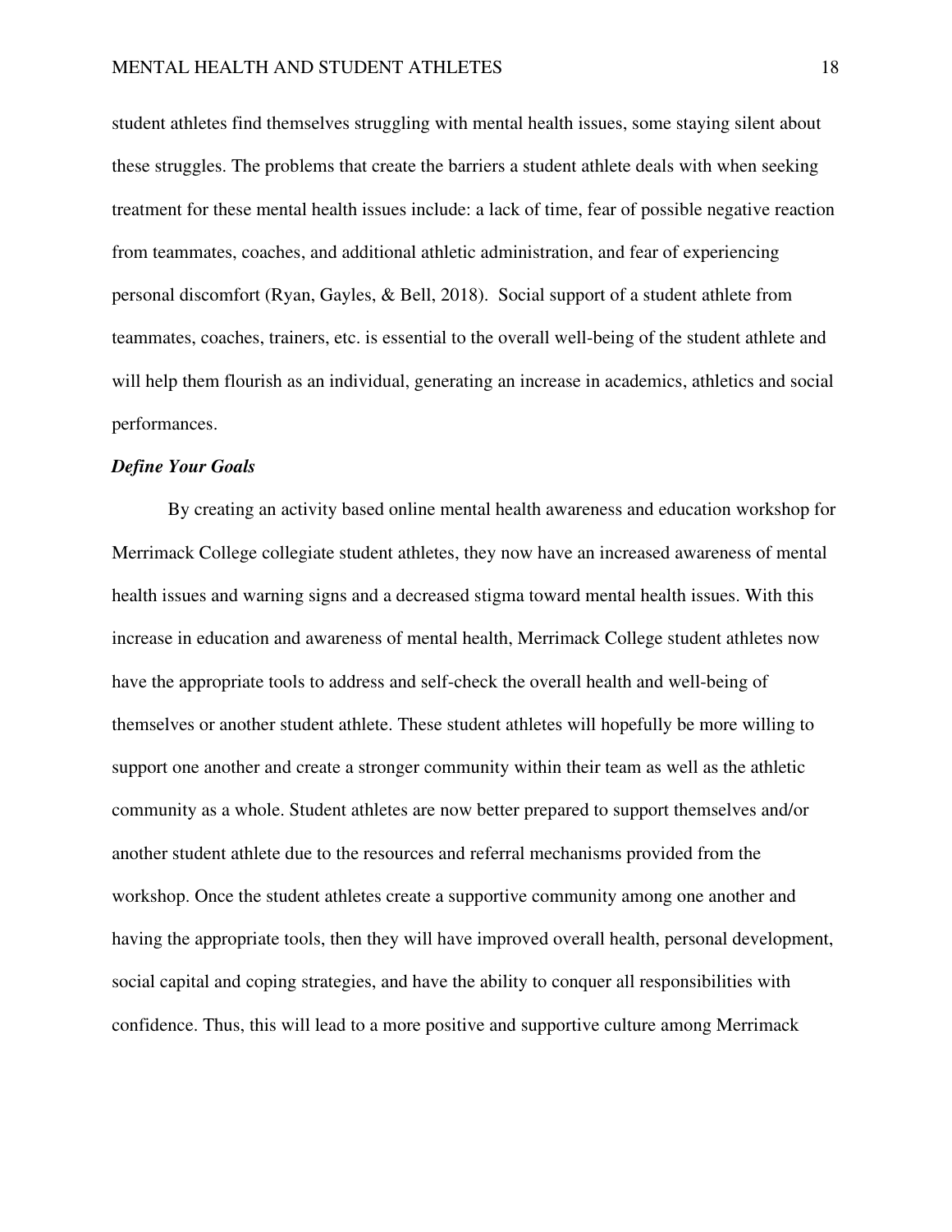student athletes find themselves struggling with mental health issues, some staying silent about these struggles. The problems that create the barriers a student athlete deals with when seeking treatment for these mental health issues include: a lack of time, fear of possible negative reaction from teammates, coaches, and additional athletic administration, and fear of experiencing personal discomfort (Ryan, Gayles, & Bell, 2018). Social support of a student athlete from teammates, coaches, trainers, etc. is essential to the overall well-being of the student athlete and will help them flourish as an individual, generating an increase in academics, athletics and social performances.

### *Define Your Goals*

By creating an activity based online mental health awareness and education workshop for Merrimack College collegiate student athletes, they now have an increased awareness of mental health issues and warning signs and a decreased stigma toward mental health issues. With this increase in education and awareness of mental health, Merrimack College student athletes now have the appropriate tools to address and self-check the overall health and well-being of themselves or another student athlete. These student athletes will hopefully be more willing to support one another and create a stronger community within their team as well as the athletic community as a whole. Student athletes are now better prepared to support themselves and/or another student athlete due to the resources and referral mechanisms provided from the workshop. Once the student athletes create a supportive community among one another and having the appropriate tools, then they will have improved overall health, personal development, social capital and coping strategies, and have the ability to conquer all responsibilities with confidence. Thus, this will lead to a more positive and supportive culture among Merrimack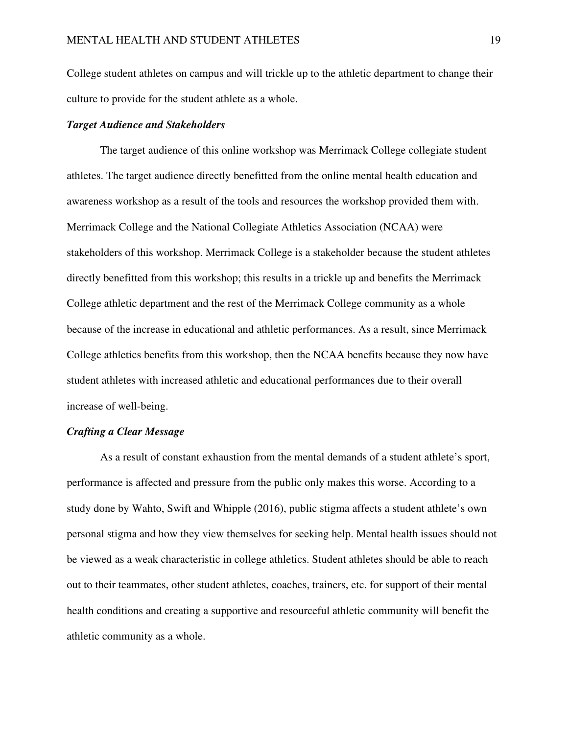College student athletes on campus and will trickle up to the athletic department to change their culture to provide for the student athlete as a whole.

### *Target Audience and Stakeholders*

The target audience of this online workshop was Merrimack College collegiate student athletes. The target audience directly benefitted from the online mental health education and awareness workshop as a result of the tools and resources the workshop provided them with. Merrimack College and the National Collegiate Athletics Association (NCAA) were stakeholders of this workshop. Merrimack College is a stakeholder because the student athletes directly benefitted from this workshop; this results in a trickle up and benefits the Merrimack College athletic department and the rest of the Merrimack College community as a whole because of the increase in educational and athletic performances. As a result, since Merrimack College athletics benefits from this workshop, then the NCAA benefits because they now have student athletes with increased athletic and educational performances due to their overall increase of well-being.

### *Crafting a Clear Message*

As a result of constant exhaustion from the mental demands of a student athlete's sport, performance is affected and pressure from the public only makes this worse. According to a study done by Wahto, Swift and Whipple (2016), public stigma affects a student athlete's own personal stigma and how they view themselves for seeking help. Mental health issues should not be viewed as a weak characteristic in college athletics. Student athletes should be able to reach out to their teammates, other student athletes, coaches, trainers, etc. for support of their mental health conditions and creating a supportive and resourceful athletic community will benefit the athletic community as a whole.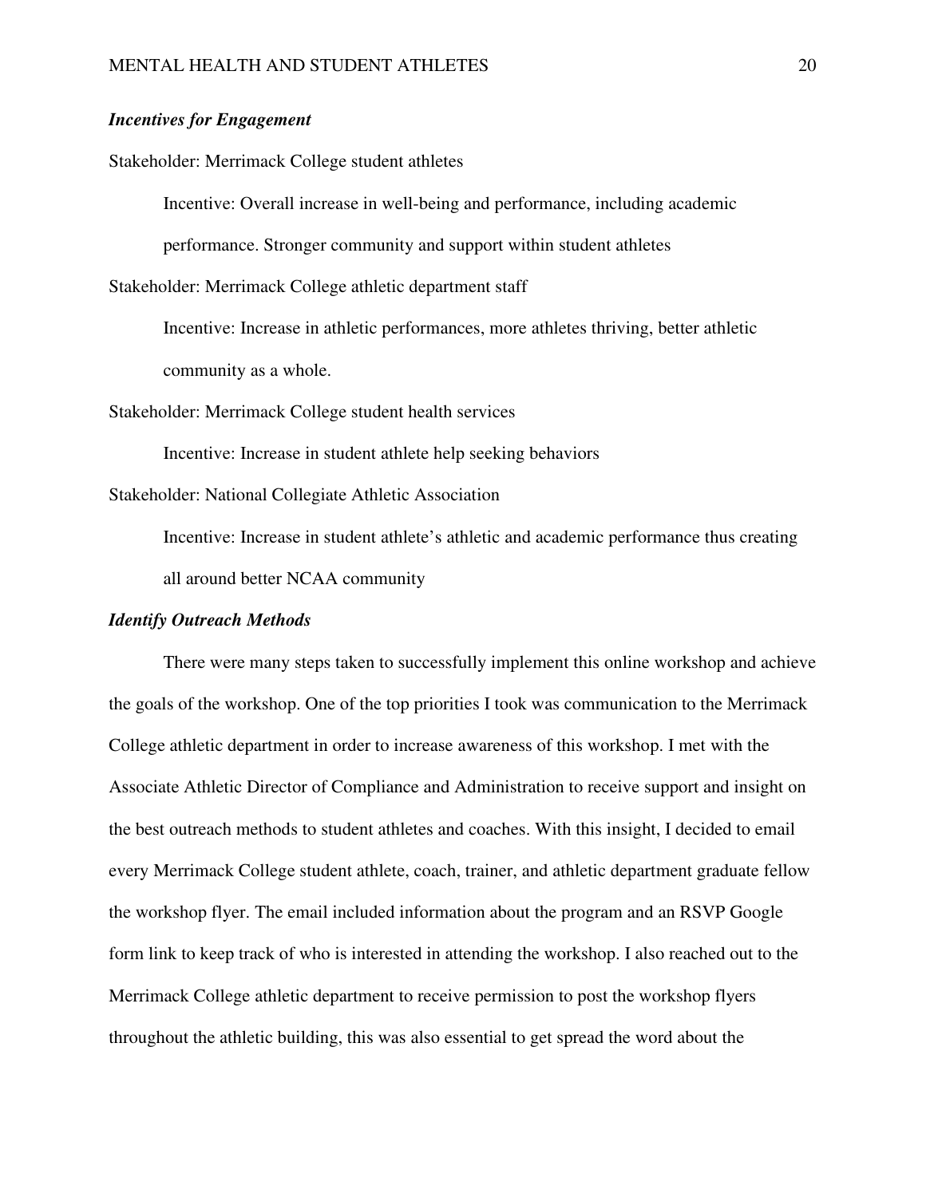### *Incentives for Engagement*

Stakeholder: Merrimack College student athletes

> Incentive: Overall increase in well-being and performance, including academic performance. Stronger community and support within student athletes

Stakeholder: Merrimack College athletic department staff

> Incentive: Increase in athletic performances, more athletes thriving, better athletic community as a whole.

Stakeholder: Merrimack College student health services

> Incentive: Increase in student athlete help seeking behaviors

Stakeholder: National Collegiate Athletic Association

> Incentive: Increase in student athlete's athletic and academic performance thus creating all around better NCAA community

### *Identify Outreach Methods*

There were many steps taken to successfully implement this online workshop and achieve the goals of the workshop. One of the top priorities I took was communication to the Merrimack College athletic department in order to increase awareness of this workshop. I met with the Associate Athletic Director of Compliance and Administration to receive support and insight on the best outreach methods to student athletes and coaches. With this insight, I decided to email every Merrimack College student athlete, coach, trainer, and athletic department graduate fellow the workshop flyer. The email included information about the program and an RSVP Google form link to keep track of who is interested in attending the workshop. I also reached out to the Merrimack College athletic department to receive permission to post the workshop flyers throughout the athletic building, this was also essential to get spread the word about the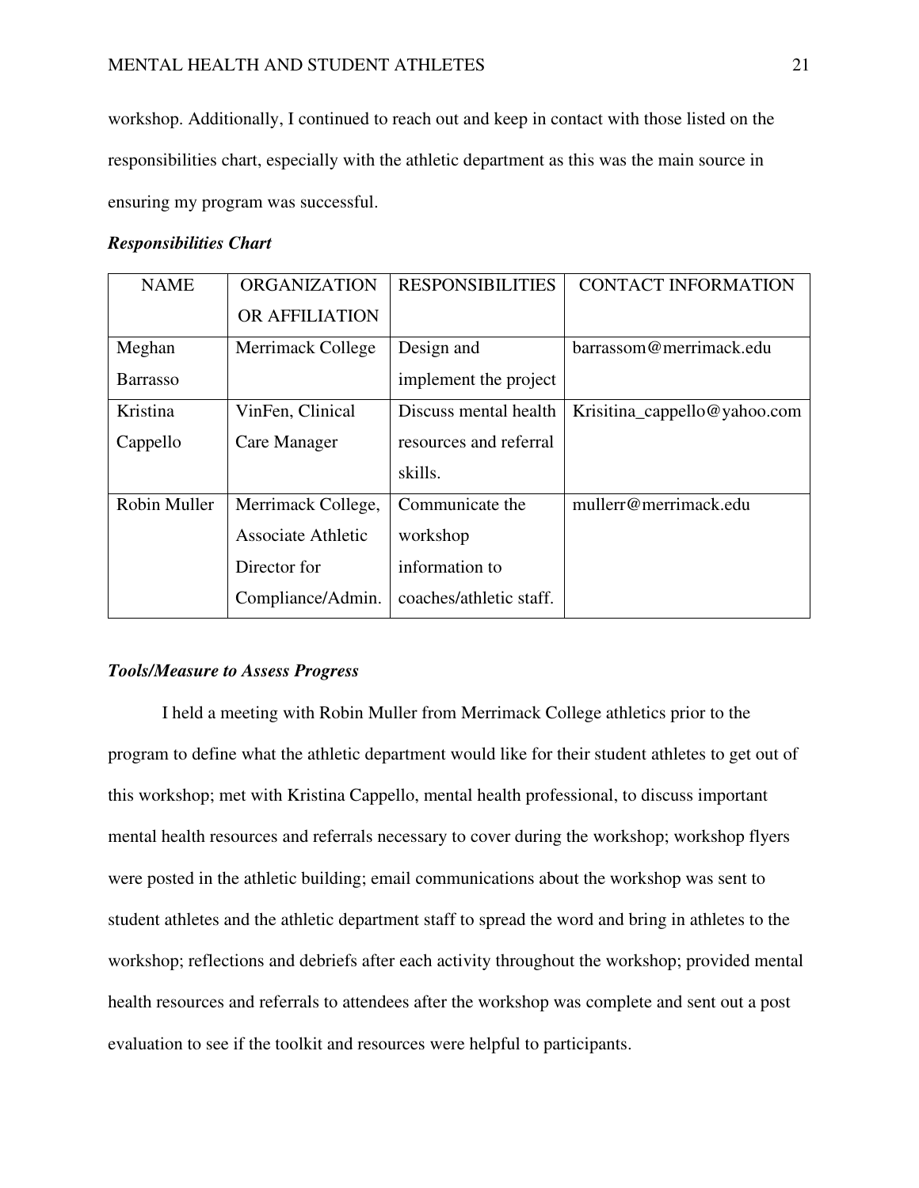workshop. Additionally, I continued to reach out and keep in contact with those listed on the responsibilities chart, especially with the athletic department as this was the main source in ensuring my program was successful.

***Responsibilities Chart***

| NAME | ORGANIZATION OR AFFILIATION | RESPONSIBILITIES | CONTACT INFORMATION |
|---|---|---|---|
| Meghan Barrasso | Merrimack College | Design and implement the project | barrassom@merrimack.edu |
| Kristina Cappello | VinFen, Clinical Care Manager | Discuss mental health resources and referral skills. | Krisitina_cappello@yahoo.com |
| Robin Muller | Merrimack College, Associate Athletic Director for Compliance/Admin. | Communicate the workshop information to coaches/athletic staff. | mullerr@merrimack.edu |

***Tools/Measure to Assess Progress***

I held a meeting with Robin Muller from Merrimack College athletics prior to the program to define what the athletic department would like for their student athletes to get out of this workshop; met with Kristina Cappello, mental health professional, to discuss important mental health resources and referrals necessary to cover during the workshop; workshop flyers were posted in the athletic building; email communications about the workshop was sent to student athletes and the athletic department staff to spread the word and bring in athletes to the workshop; reflections and debriefs after each activity throughout the workshop; provided mental health resources and referrals to attendees after the workshop was complete and sent out a post evaluation to see if the toolkit and resources were helpful to participants.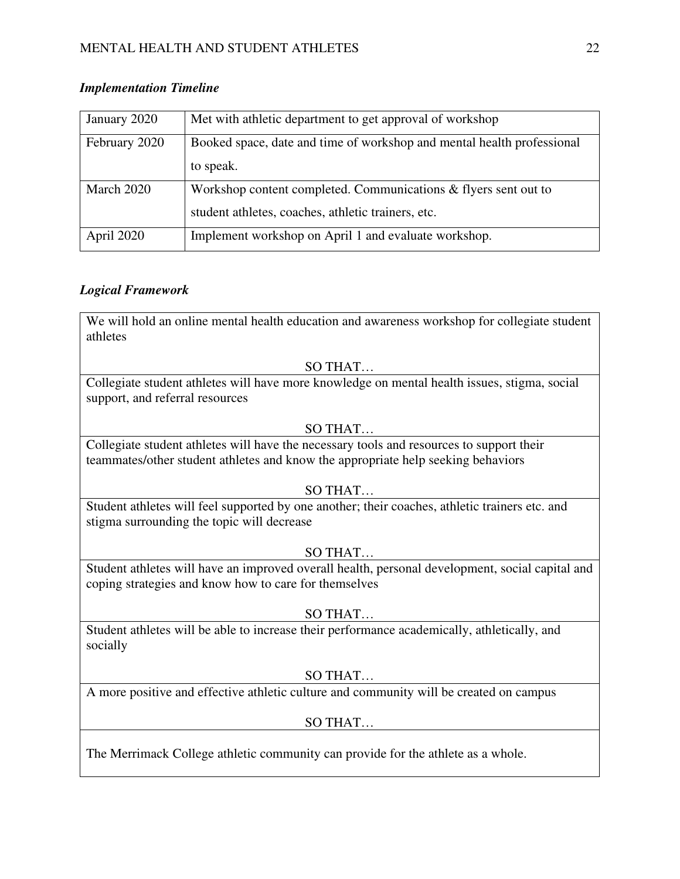### *Implementation Timeline*

| | |
|---|---|
| January 2020 | Met with athletic department to get approval of workshop |
| February 2020 | Booked space, date and time of workshop and mental health professional to speak. |
| March 2020 | Workshop content completed. Communications & flyers sent out to student athletes, coaches, athletic trainers, etc. |
| April 2020 | Implement workshop on April 1 and evaluate workshop. |

### *Logical Framework*

| |
|---|
| We will hold an online mental health education and awareness workshop for collegiate student athletes<br><br>SO THAT… |
| Collegiate student athletes will have more knowledge on mental health issues, stigma, social support, and referral resources<br><br>SO THAT… |
| Collegiate student athletes will have the necessary tools and resources to support their teammates/other student athletes and know the appropriate help seeking behaviors<br><br>SO THAT… |
| Student athletes will feel supported by one another; their coaches, athletic trainers etc. and stigma surrounding the topic will decrease<br><br>SO THAT… |
| Student athletes will have an improved overall health, personal development, social capital and coping strategies and know how to care for themselves<br><br>SO THAT… |
| Student athletes will be able to increase their performance academically, athletically, and socially<br><br>SO THAT… |
| A more positive and effective athletic culture and community will be created on campus<br><br>SO THAT… |
| The Merrimack College athletic community can provide for the athlete as a whole. |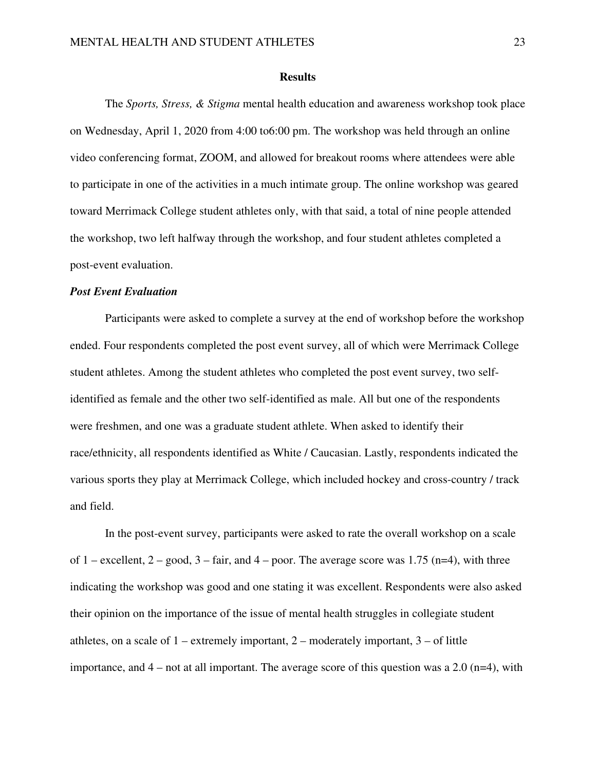## Results

The *Sports, Stress, & Stigma* mental health education and awareness workshop took place on Wednesday, April 1, 2020 from 4:00 to6:00 pm. The workshop was held through an online video conferencing format, ZOOM, and allowed for breakout rooms where attendees were able to participate in one of the activities in a much intimate group. The online workshop was geared toward Merrimack College student athletes only, with that said, a total of nine people attended the workshop, two left halfway through the workshop, and four student athletes completed a post-event evaluation.

### *Post Event Evaluation*

Participants were asked to complete a survey at the end of workshop before the workshop ended. Four respondents completed the post event survey, all of which were Merrimack College student athletes. Among the student athletes who completed the post event survey, two self-identified as female and the other two self-identified as male. All but one of the respondents were freshmen, and one was a graduate student athlete. When asked to identify their race/ethnicity, all respondents identified as White / Caucasian. Lastly, respondents indicated the various sports they play at Merrimack College, which included hockey and cross-country / track and field.

In the post-event survey, participants were asked to rate the overall workshop on a scale of 1 – excellent, 2 – good, 3 – fair, and 4 – poor. The average score was 1.75 (n=4), with three indicating the workshop was good and one stating it was excellent. Respondents were also asked their opinion on the importance of the issue of mental health struggles in collegiate student athletes, on a scale of 1 – extremely important, 2 – moderately important, 3 – of little importance, and 4 – not at all important. The average score of this question was a 2.0 (n=4), with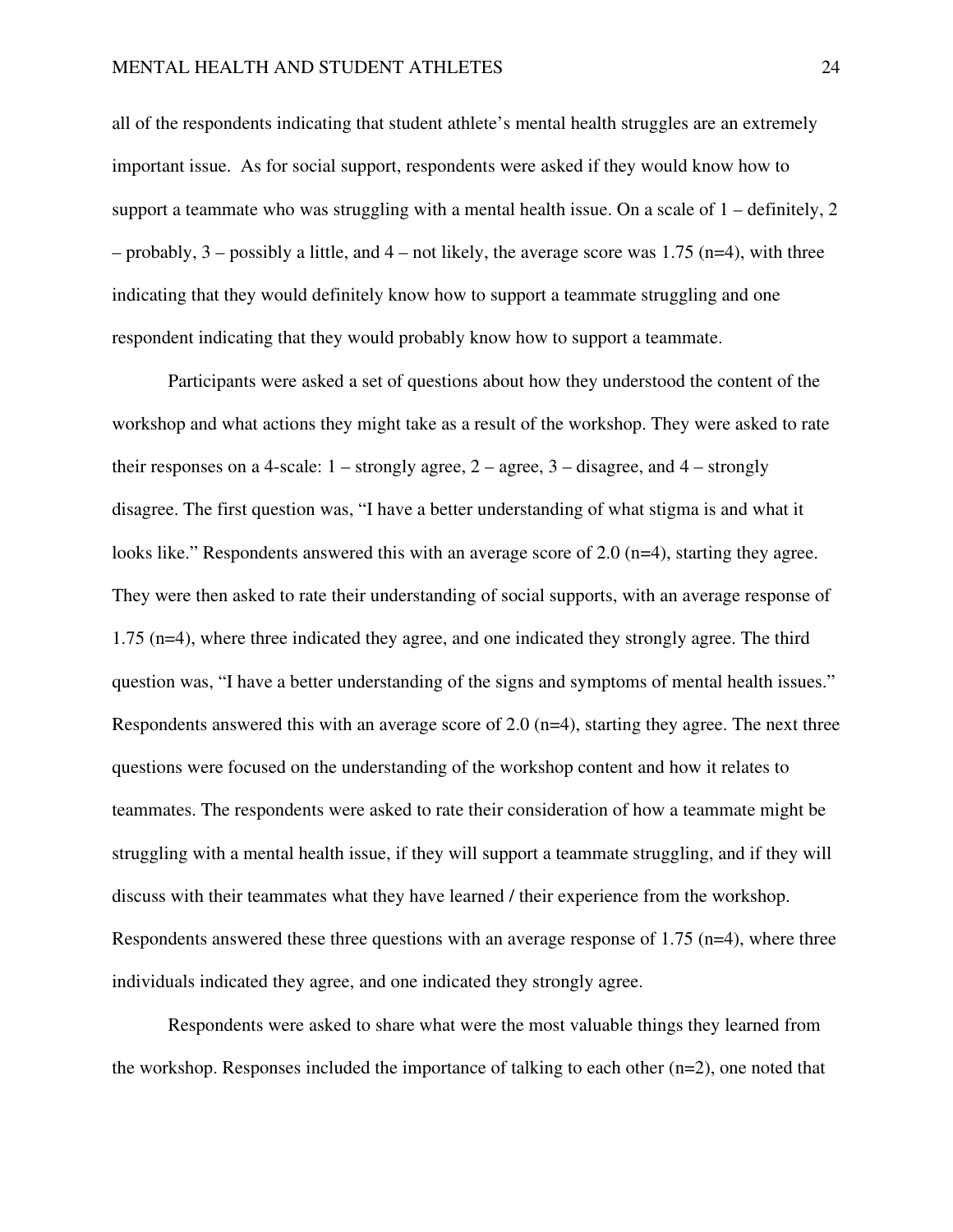all of the respondents indicating that student athlete's mental health struggles are an extremely important issue.  As for social support, respondents were asked if they would know how to support a teammate who was struggling with a mental health issue. On a scale of 1 – definitely, 2 – probably, 3 – possibly a little, and 4 – not likely, the average score was 1.75 (n=4), with three indicating that they would definitely know how to support a teammate struggling and one respondent indicating that they would probably know how to support a teammate.

Participants were asked a set of questions about how they understood the content of the workshop and what actions they might take as a result of the workshop. They were asked to rate their responses on a 4-scale: 1 – strongly agree, 2 – agree, 3 – disagree, and 4 – strongly disagree. The first question was, "I have a better understanding of what stigma is and what it looks like." Respondents answered this with an average score of 2.0 (n=4), starting they agree. They were then asked to rate their understanding of social supports, with an average response of 1.75 (n=4), where three indicated they agree, and one indicated they strongly agree. The third question was, "I have a better understanding of the signs and symptoms of mental health issues." Respondents answered this with an average score of 2.0 (n=4), starting they agree. The next three questions were focused on the understanding of the workshop content and how it relates to teammates. The respondents were asked to rate their consideration of how a teammate might be struggling with a mental health issue, if they will support a teammate struggling, and if they will discuss with their teammates what they have learned / their experience from the workshop. Respondents answered these three questions with an average response of 1.75 (n=4), where three individuals indicated they agree, and one indicated they strongly agree.

Respondents were asked to share what were the most valuable things they learned from the workshop. Responses included the importance of talking to each other (n=2), one noted that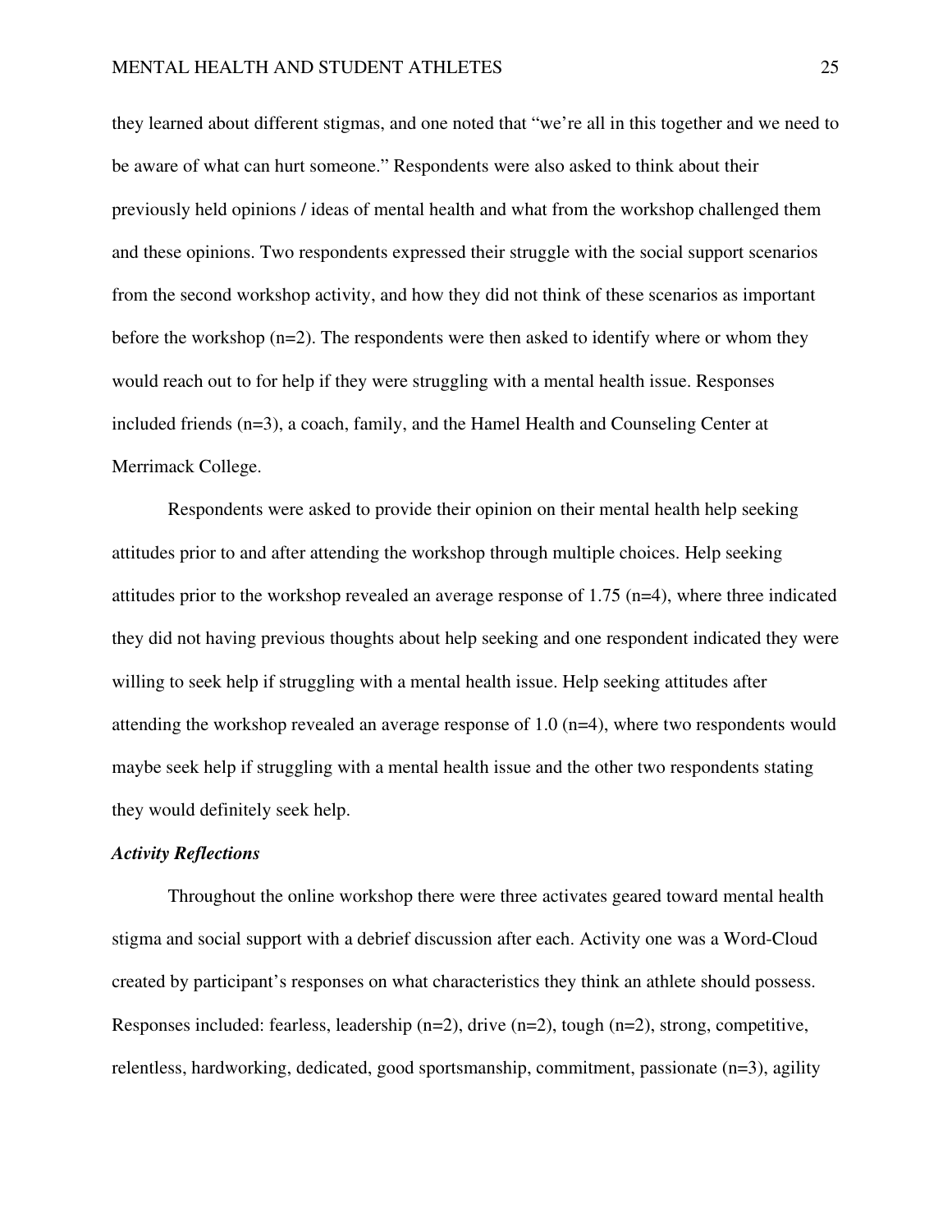they learned about different stigmas, and one noted that "we're all in this together and we need to be aware of what can hurt someone." Respondents were also asked to think about their previously held opinions / ideas of mental health and what from the workshop challenged them and these opinions. Two respondents expressed their struggle with the social support scenarios from the second workshop activity, and how they did not think of these scenarios as important before the workshop (n=2). The respondents were then asked to identify where or whom they would reach out to for help if they were struggling with a mental health issue. Responses included friends (n=3), a coach, family, and the Hamel Health and Counseling Center at Merrimack College.

Respondents were asked to provide their opinion on their mental health help seeking attitudes prior to and after attending the workshop through multiple choices. Help seeking attitudes prior to the workshop revealed an average response of 1.75 (n=4), where three indicated they did not having previous thoughts about help seeking and one respondent indicated they were willing to seek help if struggling with a mental health issue. Help seeking attitudes after attending the workshop revealed an average response of 1.0 (n=4), where two respondents would maybe seek help if struggling with a mental health issue and the other two respondents stating they would definitely seek help.

### ***Activity Reflections***

Throughout the online workshop there were three activates geared toward mental health stigma and social support with a debrief discussion after each. Activity one was a Word-Cloud created by participant's responses on what characteristics they think an athlete should possess. Responses included: fearless, leadership (n=2), drive (n=2), tough (n=2), strong, competitive, relentless, hardworking, dedicated, good sportsmanship, commitment, passionate (n=3), agility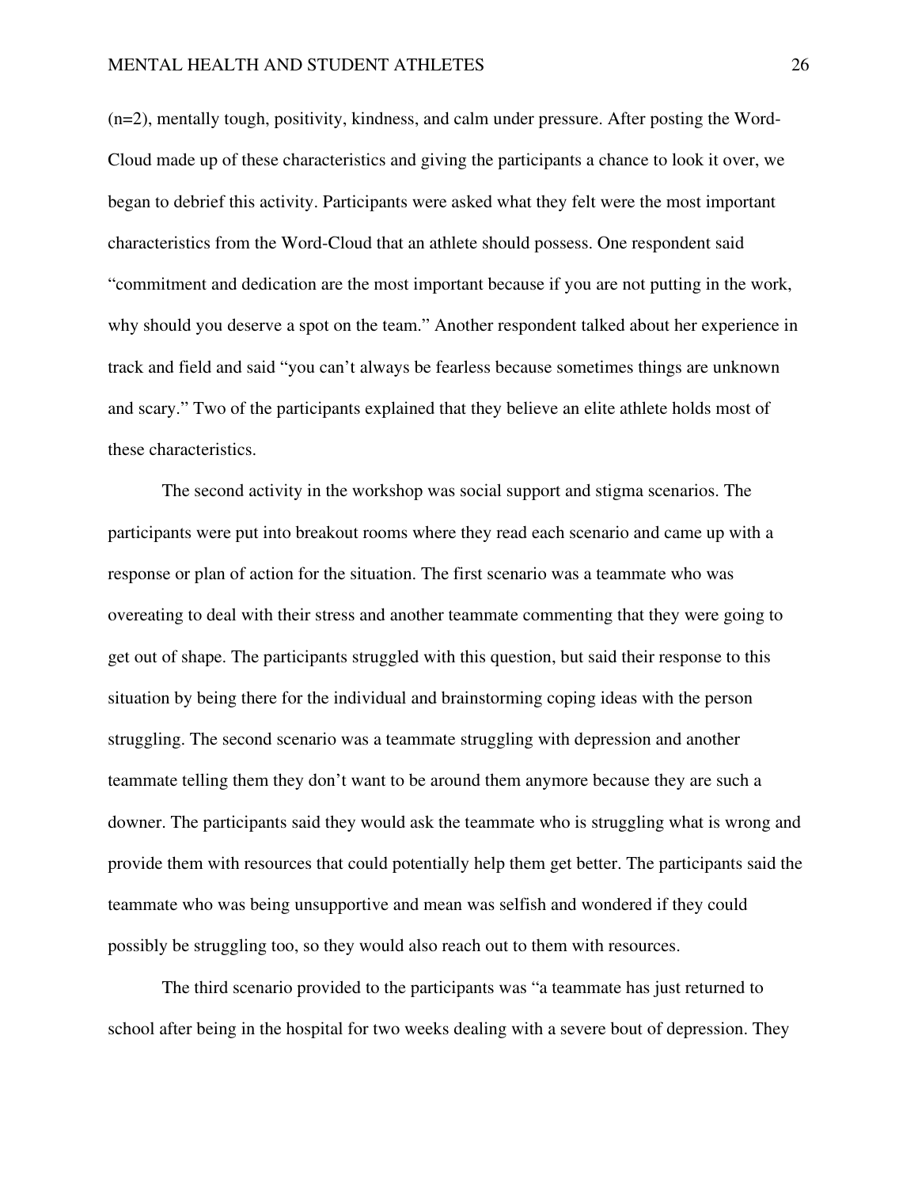(n=2), mentally tough, positivity, kindness, and calm under pressure. After posting the Word-Cloud made up of these characteristics and giving the participants a chance to look it over, we began to debrief this activity. Participants were asked what they felt were the most important characteristics from the Word-Cloud that an athlete should possess. One respondent said "commitment and dedication are the most important because if you are not putting in the work, why should you deserve a spot on the team." Another respondent talked about her experience in track and field and said "you can't always be fearless because sometimes things are unknown and scary." Two of the participants explained that they believe an elite athlete holds most of these characteristics.

The second activity in the workshop was social support and stigma scenarios. The participants were put into breakout rooms where they read each scenario and came up with a response or plan of action for the situation. The first scenario was a teammate who was overeating to deal with their stress and another teammate commenting that they were going to get out of shape. The participants struggled with this question, but said their response to this situation by being there for the individual and brainstorming coping ideas with the person struggling. The second scenario was a teammate struggling with depression and another teammate telling them they don't want to be around them anymore because they are such a downer. The participants said they would ask the teammate who is struggling what is wrong and provide them with resources that could potentially help them get better. The participants said the teammate who was being unsupportive and mean was selfish and wondered if they could possibly be struggling too, so they would also reach out to them with resources.

The third scenario provided to the participants was "a teammate has just returned to school after being in the hospital for two weeks dealing with a severe bout of depression. They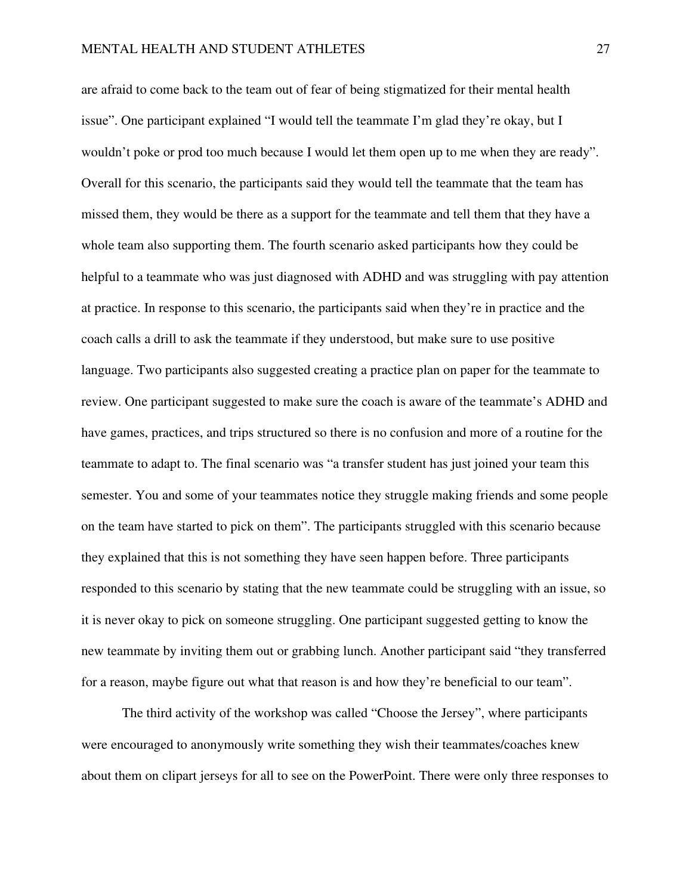are afraid to come back to the team out of fear of being stigmatized for their mental health issue". One participant explained "I would tell the teammate I'm glad they're okay, but I wouldn't poke or prod too much because I would let them open up to me when they are ready". Overall for this scenario, the participants said they would tell the teammate that the team has missed them, they would be there as a support for the teammate and tell them that they have a whole team also supporting them. The fourth scenario asked participants how they could be helpful to a teammate who was just diagnosed with ADHD and was struggling with pay attention at practice. In response to this scenario, the participants said when they're in practice and the coach calls a drill to ask the teammate if they understood, but make sure to use positive language. Two participants also suggested creating a practice plan on paper for the teammate to review. One participant suggested to make sure the coach is aware of the teammate's ADHD and have games, practices, and trips structured so there is no confusion and more of a routine for the teammate to adapt to. The final scenario was "a transfer student has just joined your team this semester. You and some of your teammates notice they struggle making friends and some people on the team have started to pick on them". The participants struggled with this scenario because they explained that this is not something they have seen happen before. Three participants responded to this scenario by stating that the new teammate could be struggling with an issue, so it is never okay to pick on someone struggling. One participant suggested getting to know the new teammate by inviting them out or grabbing lunch. Another participant said "they transferred for a reason, maybe figure out what that reason is and how they're beneficial to our team".

The third activity of the workshop was called "Choose the Jersey", where participants were encouraged to anonymously write something they wish their teammates/coaches knew about them on clipart jerseys for all to see on the PowerPoint. There were only three responses to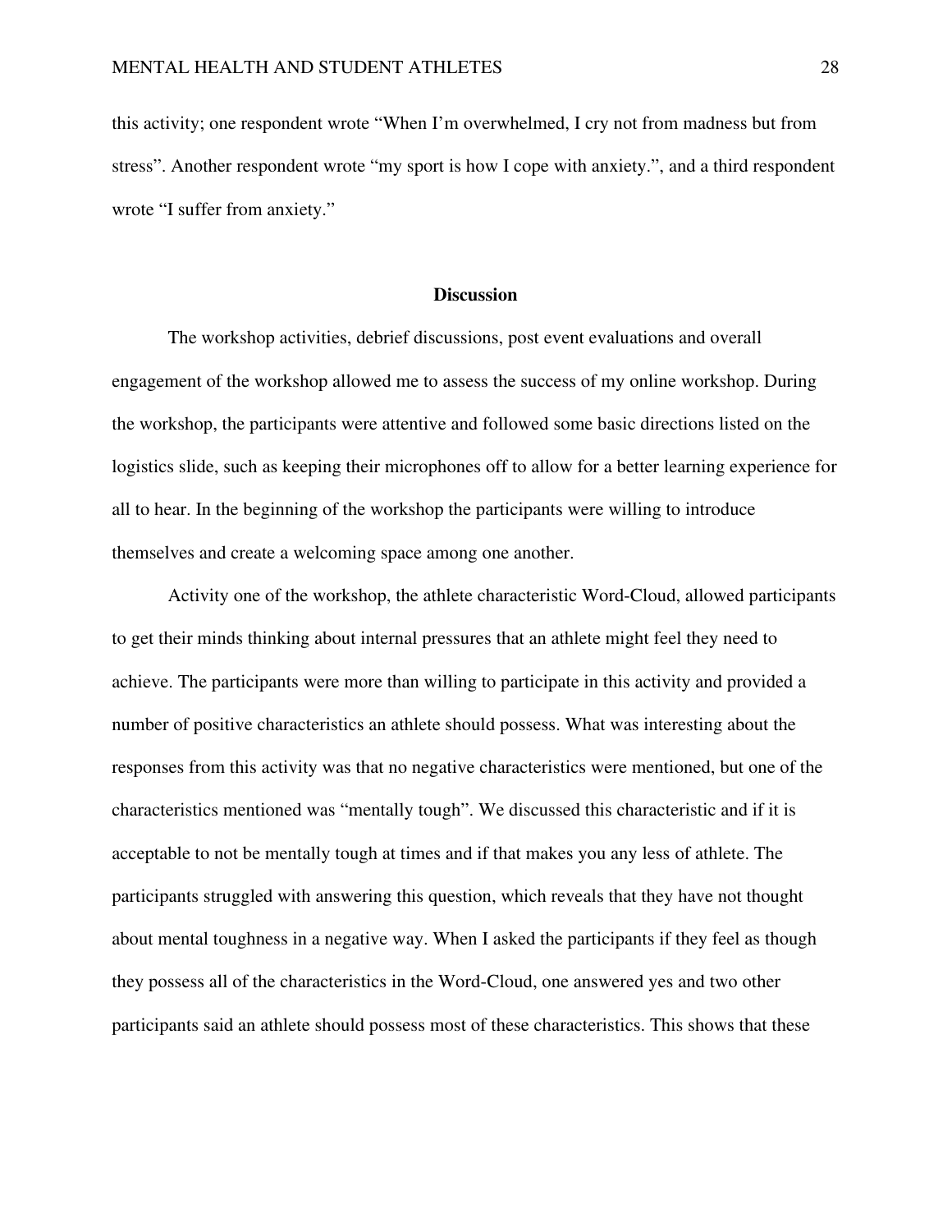this activity; one respondent wrote “When I’m overwhelmed, I cry not from madness but from stress”. Another respondent wrote “my sport is how I cope with anxiety.”, and a third respondent wrote “I suffer from anxiety.”

## Discussion

The workshop activities, debrief discussions, post event evaluations and overall engagement of the workshop allowed me to assess the success of my online workshop. During the workshop, the participants were attentive and followed some basic directions listed on the logistics slide, such as keeping their microphones off to allow for a better learning experience for all to hear. In the beginning of the workshop the participants were willing to introduce themselves and create a welcoming space among one another.

Activity one of the workshop, the athlete characteristic Word-Cloud, allowed participants to get their minds thinking about internal pressures that an athlete might feel they need to achieve. The participants were more than willing to participate in this activity and provided a number of positive characteristics an athlete should possess. What was interesting about the responses from this activity was that no negative characteristics were mentioned, but one of the characteristics mentioned was “mentally tough”. We discussed this characteristic and if it is acceptable to not be mentally tough at times and if that makes you any less of athlete. The participants struggled with answering this question, which reveals that they have not thought about mental toughness in a negative way. When I asked the participants if they feel as though they possess all of the characteristics in the Word-Cloud, one answered yes and two other participants said an athlete should possess most of these characteristics. This shows that these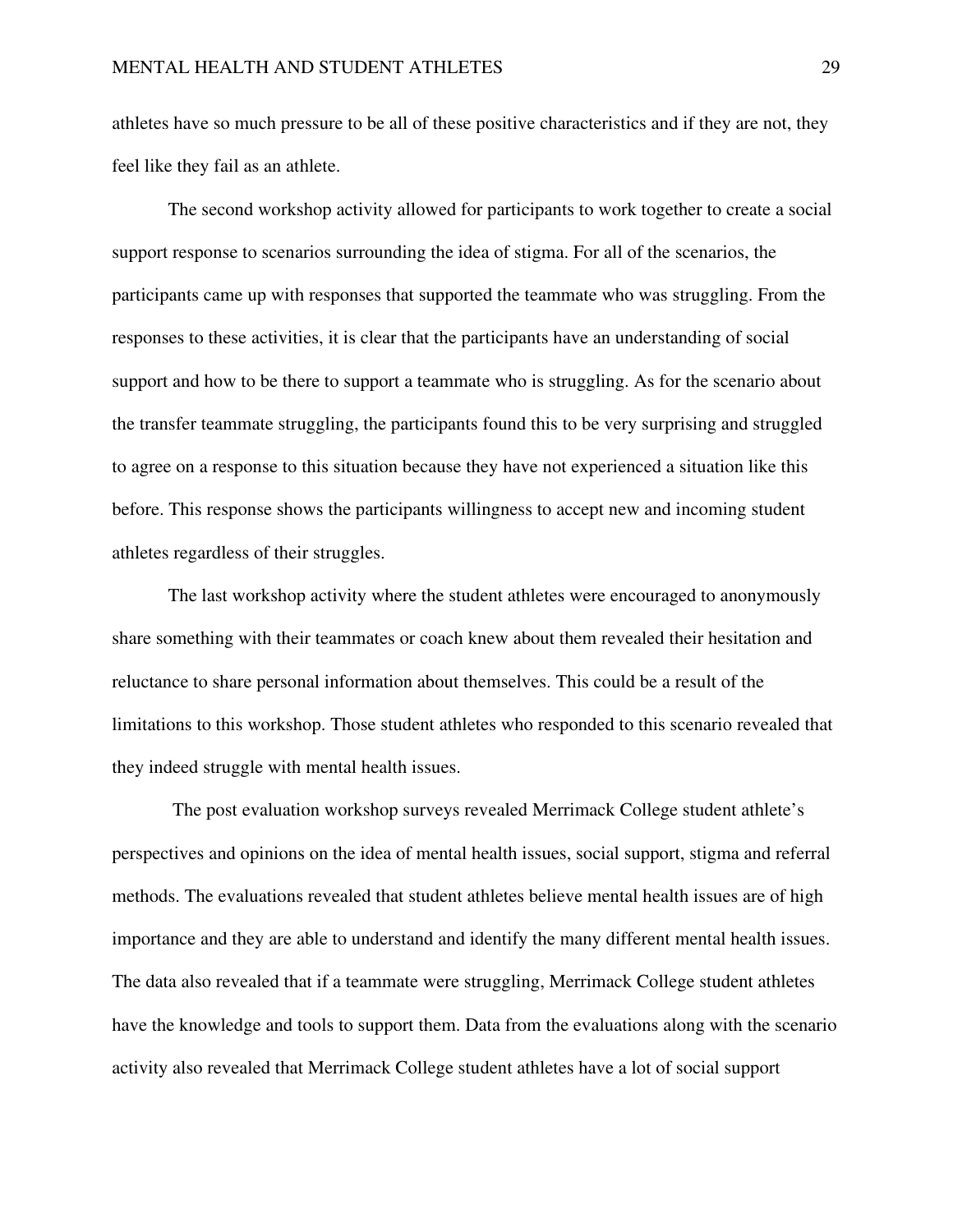athletes have so much pressure to be all of these positive characteristics and if they are not, they feel like they fail as an athlete.

The second workshop activity allowed for participants to work together to create a social support response to scenarios surrounding the idea of stigma. For all of the scenarios, the participants came up with responses that supported the teammate who was struggling. From the responses to these activities, it is clear that the participants have an understanding of social support and how to be there to support a teammate who is struggling. As for the scenario about the transfer teammate struggling, the participants found this to be very surprising and struggled to agree on a response to this situation because they have not experienced a situation like this before. This response shows the participants willingness to accept new and incoming student athletes regardless of their struggles.

The last workshop activity where the student athletes were encouraged to anonymously share something with their teammates or coach knew about them revealed their hesitation and reluctance to share personal information about themselves. This could be a result of the limitations to this workshop. Those student athletes who responded to this scenario revealed that they indeed struggle with mental health issues.

The post evaluation workshop surveys revealed Merrimack College student athlete's perspectives and opinions on the idea of mental health issues, social support, stigma and referral methods. The evaluations revealed that student athletes believe mental health issues are of high importance and they are able to understand and identify the many different mental health issues. The data also revealed that if a teammate were struggling, Merrimack College student athletes have the knowledge and tools to support them. Data from the evaluations along with the scenario activity also revealed that Merrimack College student athletes have a lot of social support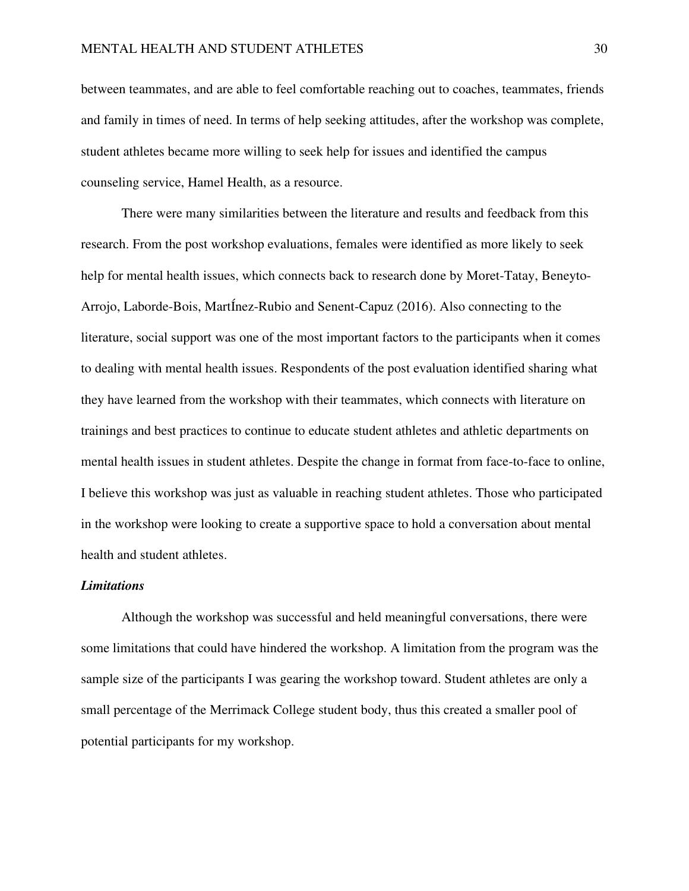between teammates, and are able to feel comfortable reaching out to coaches, teammates, friends and family in times of need. In terms of help seeking attitudes, after the workshop was complete, student athletes became more willing to seek help for issues and identified the campus counseling service, Hamel Health, as a resource.

There were many similarities between the literature and results and feedback from this research. From the post workshop evaluations, females were identified as more likely to seek help for mental health issues, which connects back to research done by Moret-Tatay, Beneyto-Arrojo, Laborde-Bois, MartÍnez-Rubio and Senent-Capuz (2016). Also connecting to the literature, social support was one of the most important factors to the participants when it comes to dealing with mental health issues. Respondents of the post evaluation identified sharing what they have learned from the workshop with their teammates, which connects with literature on trainings and best practices to continue to educate student athletes and athletic departments on mental health issues in student athletes. Despite the change in format from face-to-face to online, I believe this workshop was just as valuable in reaching student athletes. Those who participated in the workshop were looking to create a supportive space to hold a conversation about mental health and student athletes.

### *Limitations*

Although the workshop was successful and held meaningful conversations, there were some limitations that could have hindered the workshop. A limitation from the program was the sample size of the participants I was gearing the workshop toward. Student athletes are only a small percentage of the Merrimack College student body, thus this created a smaller pool of potential participants for my workshop.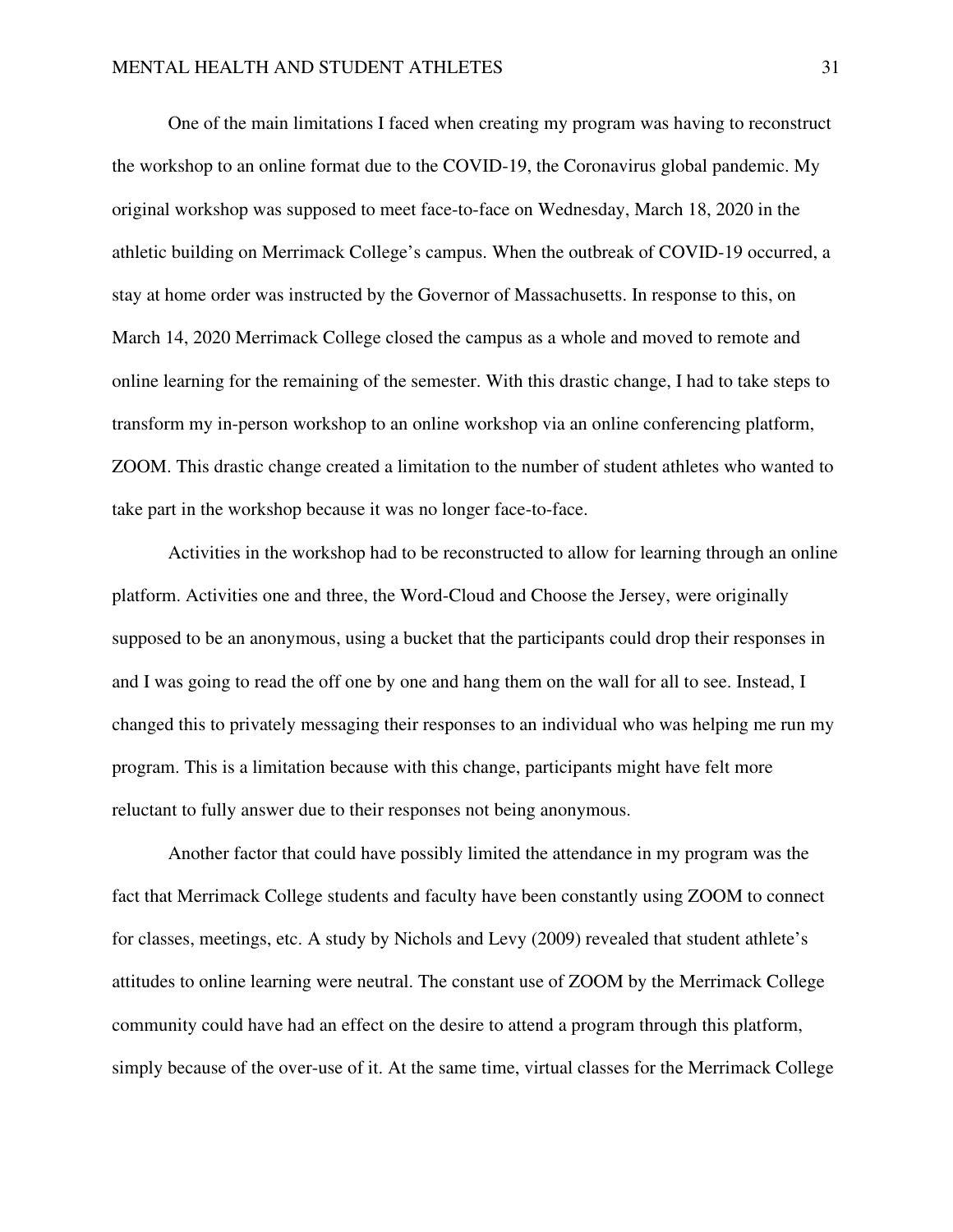One of the main limitations I faced when creating my program was having to reconstruct the workshop to an online format due to the COVID-19, the Coronavirus global pandemic. My original workshop was supposed to meet face-to-face on Wednesday, March 18, 2020 in the athletic building on Merrimack College's campus. When the outbreak of COVID-19 occurred, a stay at home order was instructed by the Governor of Massachusetts. In response to this, on March 14, 2020 Merrimack College closed the campus as a whole and moved to remote and online learning for the remaining of the semester. With this drastic change, I had to take steps to transform my in-person workshop to an online workshop via an online conferencing platform, ZOOM. This drastic change created a limitation to the number of student athletes who wanted to take part in the workshop because it was no longer face-to-face.

Activities in the workshop had to be reconstructed to allow for learning through an online platform. Activities one and three, the Word-Cloud and Choose the Jersey, were originally supposed to be an anonymous, using a bucket that the participants could drop their responses in and I was going to read the off one by one and hang them on the wall for all to see. Instead, I changed this to privately messaging their responses to an individual who was helping me run my program. This is a limitation because with this change, participants might have felt more reluctant to fully answer due to their responses not being anonymous.

Another factor that could have possibly limited the attendance in my program was the fact that Merrimack College students and faculty have been constantly using ZOOM to connect for classes, meetings, etc. A study by Nichols and Levy (2009) revealed that student athlete's attitudes to online learning were neutral. The constant use of ZOOM by the Merrimack College community could have had an effect on the desire to attend a program through this platform, simply because of the over-use of it. At the same time, virtual classes for the Merrimack College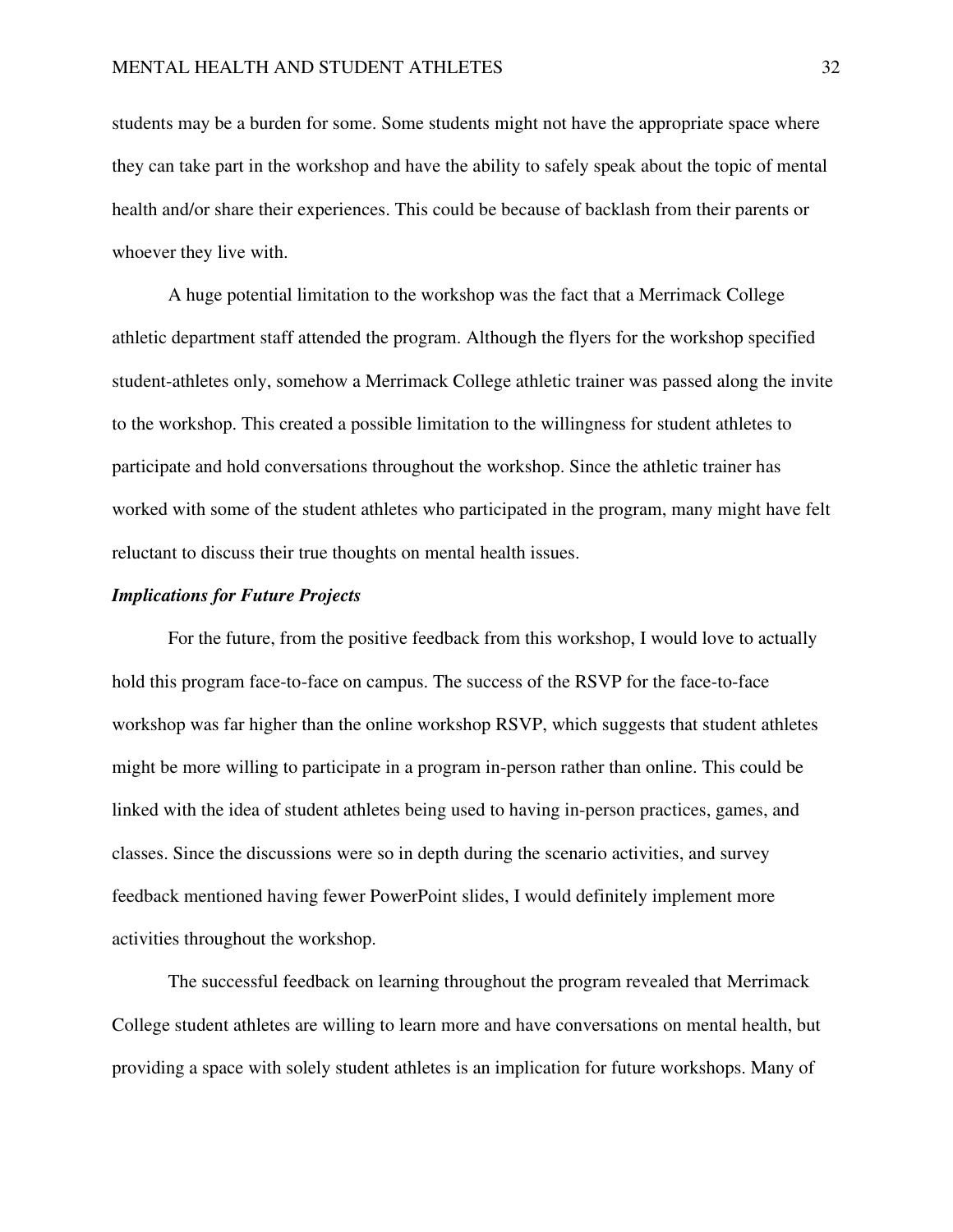students may be a burden for some. Some students might not have the appropriate space where they can take part in the workshop and have the ability to safely speak about the topic of mental health and/or share their experiences. This could be because of backlash from their parents or whoever they live with.

A huge potential limitation to the workshop was the fact that a Merrimack College athletic department staff attended the program. Although the flyers for the workshop specified student-athletes only, somehow a Merrimack College athletic trainer was passed along the invite to the workshop. This created a possible limitation to the willingness for student athletes to participate and hold conversations throughout the workshop. Since the athletic trainer has worked with some of the student athletes who participated in the program, many might have felt reluctant to discuss their true thoughts on mental health issues.

### *Implications for Future Projects*

For the future, from the positive feedback from this workshop, I would love to actually hold this program face-to-face on campus. The success of the RSVP for the face-to-face workshop was far higher than the online workshop RSVP, which suggests that student athletes might be more willing to participate in a program in-person rather than online. This could be linked with the idea of student athletes being used to having in-person practices, games, and classes. Since the discussions were so in depth during the scenario activities, and survey feedback mentioned having fewer PowerPoint slides, I would definitely implement more activities throughout the workshop.

The successful feedback on learning throughout the program revealed that Merrimack College student athletes are willing to learn more and have conversations on mental health, but providing a space with solely student athletes is an implication for future workshops. Many of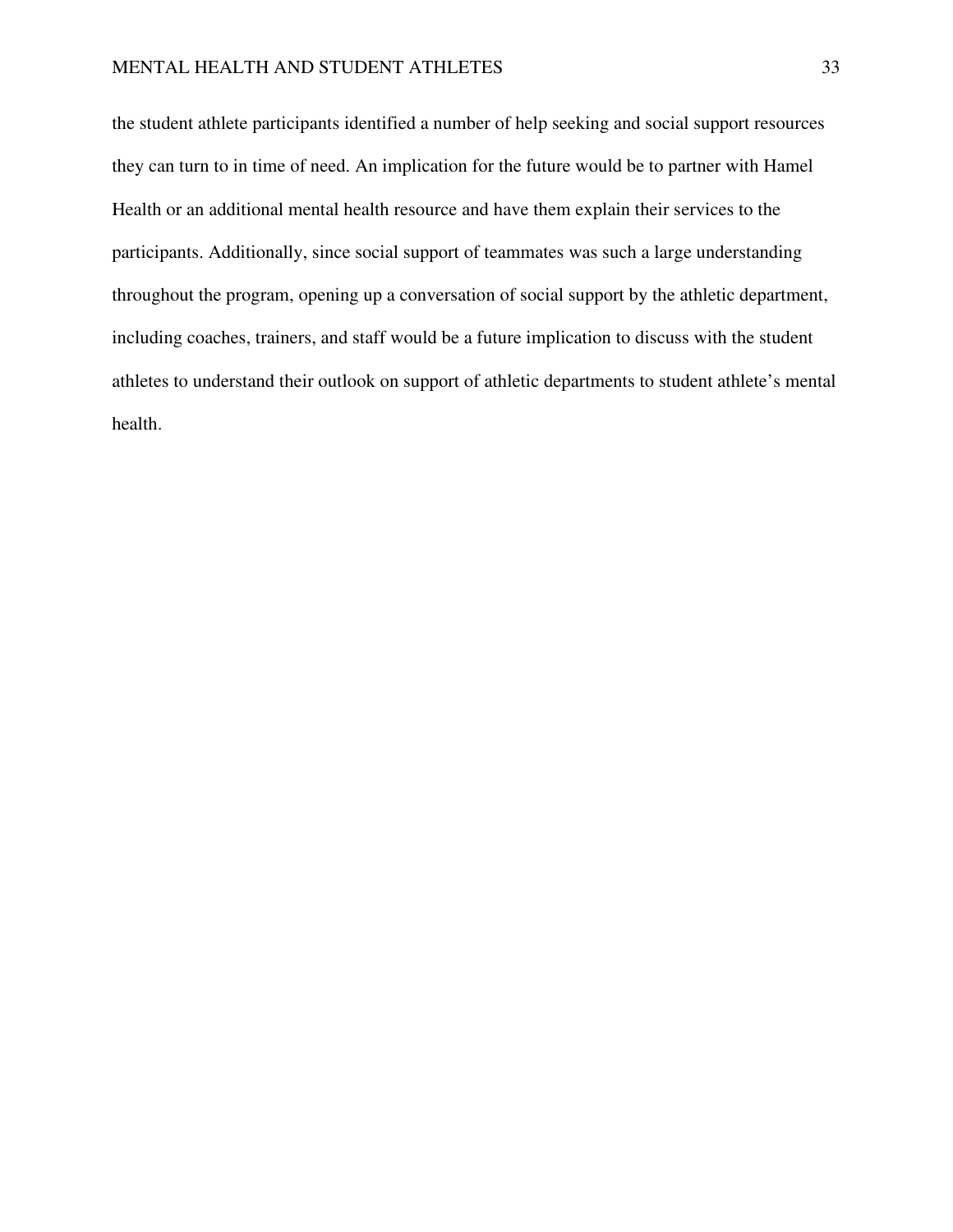the student athlete participants identified a number of help seeking and social support resources they can turn to in time of need. An implication for the future would be to partner with Hamel Health or an additional mental health resource and have them explain their services to the participants. Additionally, since social support of teammates was such a large understanding throughout the program, opening up a conversation of social support by the athletic department, including coaches, trainers, and staff would be a future implication to discuss with the student athletes to understand their outlook on support of athletic departments to student athlete's mental health.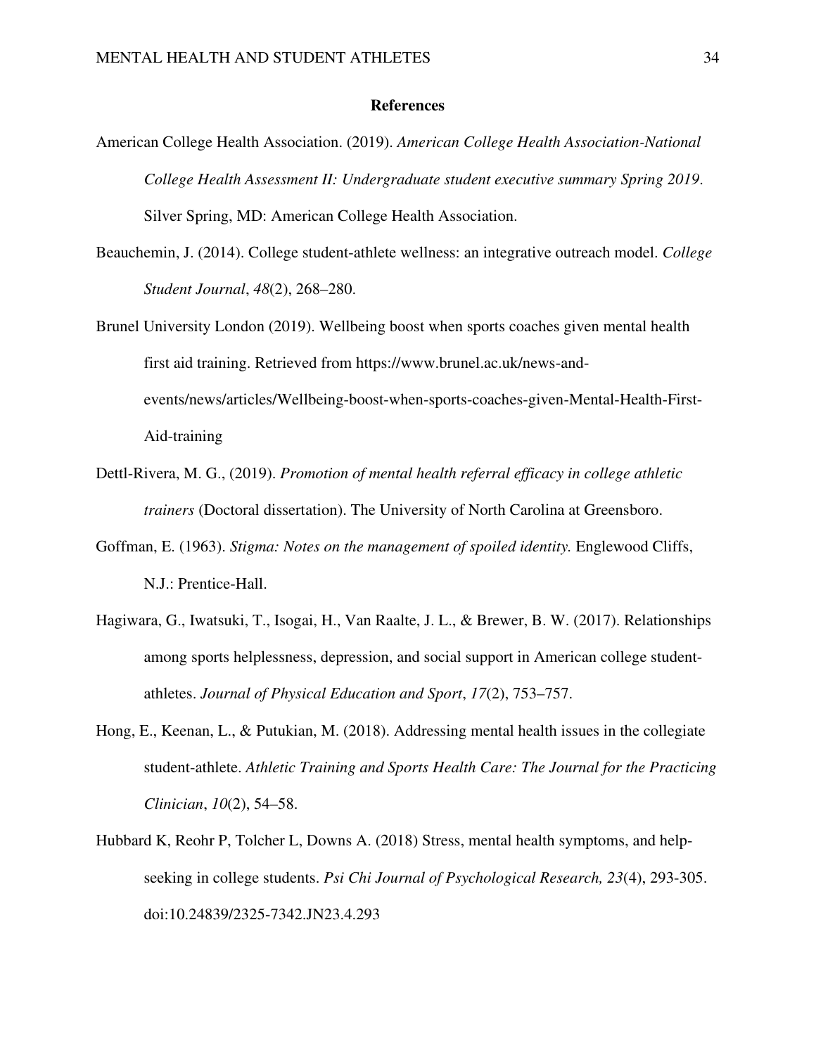# References

American College Health Association. (2019). *American College Health Association-National College Health Assessment II: Undergraduate student executive summary Spring 2019*. Silver Spring, MD: American College Health Association.

Beauchemin, J. (2014). College student-athlete wellness: an integrative outreach model. *College Student Journal*, *48*(2), 268–280.

Brunel University London (2019). Wellbeing boost when sports coaches given mental health first aid training. Retrieved from https://www.brunel.ac.uk/news-and-events/news/articles/Wellbeing-boost-when-sports-coaches-given-Mental-Health-First-Aid-training

Dettl-Rivera, M. G., (2019). *Promotion of mental health referral efficacy in college athletic trainers* (Doctoral dissertation). The University of North Carolina at Greensboro.

Goffman, E. (1963). *Stigma: Notes on the management of spoiled identity.* Englewood Cliffs, N.J.: Prentice-Hall.

Hagiwara, G., Iwatsuki, T., Isogai, H., Van Raalte, J. L., & Brewer, B. W. (2017). Relationships among sports helplessness, depression, and social support in American college student-athletes. *Journal of Physical Education and Sport*, *17*(2), 753–757.

Hong, E., Keenan, L., & Putukian, M. (2018). Addressing mental health issues in the collegiate student-athlete. *Athletic Training and Sports Health Care: The Journal for the Practicing Clinician*, *10*(2), 54–58.

Hubbard K, Reohr P, Tolcher L, Downs A. (2018) Stress, mental health symptoms, and help-seeking in college students. *Psi Chi Journal of Psychological Research, 23*(4), 293-305. doi:10.24839/2325-7342.JN23.4.293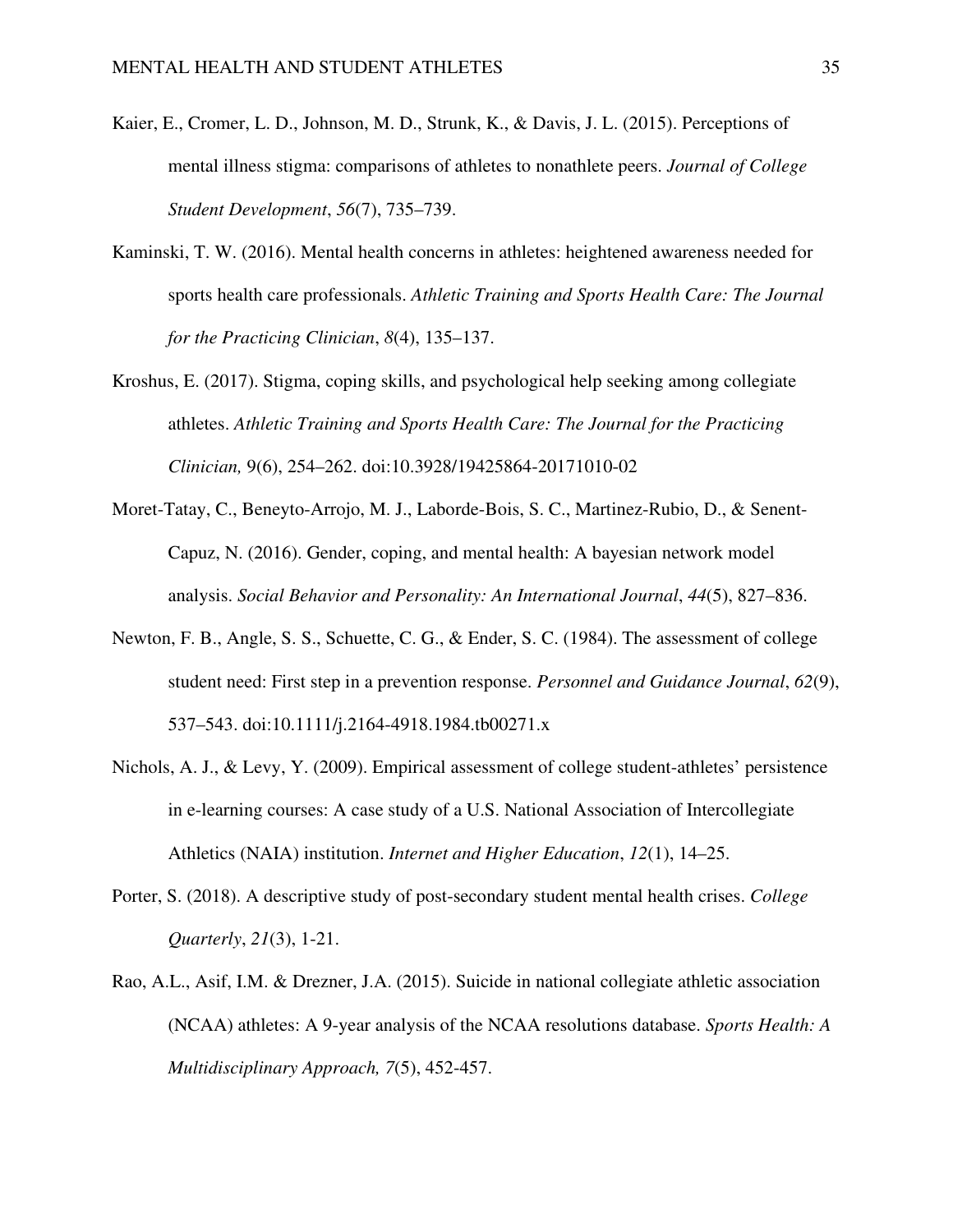Kaier, E., Cromer, L. D., Johnson, M. D., Strunk, K., & Davis, J. L. (2015). Perceptions of mental illness stigma: comparisons of athletes to nonathlete peers. *Journal of College Student Development*, *56*(7), 735–739.

Kaminski, T. W. (2016). Mental health concerns in athletes: heightened awareness needed for sports health care professionals. *Athletic Training and Sports Health Care: The Journal for the Practicing Clinician*, *8*(4), 135–137.

Kroshus, E. (2017). Stigma, coping skills, and psychological help seeking among collegiate athletes. *Athletic Training and Sports Health Care: The Journal for the Practicing Clinician,* 9(6), 254–262. doi:10.3928/19425864-20171010-02

Moret-Tatay, C., Beneyto-Arrojo, M. J., Laborde-Bois, S. C., Martinez-Rubio, D., & Senent-Capuz, N. (2016). Gender, coping, and mental health: A bayesian network model analysis. *Social Behavior and Personality: An International Journal*, *44*(5), 827–836.

Newton, F. B., Angle, S. S., Schuette, C. G., & Ender, S. C. (1984). The assessment of college student need: First step in a prevention response. *Personnel and Guidance Journal*, *62*(9), 537–543. doi:10.1111/j.2164-4918.1984.tb00271.x

Nichols, A. J., & Levy, Y. (2009). Empirical assessment of college student-athletes' persistence in e-learning courses: A case study of a U.S. National Association of Intercollegiate Athletics (NAIA) institution. *Internet and Higher Education*, *12*(1), 14–25.

Porter, S. (2018). A descriptive study of post-secondary student mental health crises. *College Quarterly*, *21*(3), 1-21.

Rao, A.L., Asif, I.M. & Drezner, J.A. (2015). Suicide in national collegiate athletic association (NCAA) athletes: A 9-year analysis of the NCAA resolutions database. *Sports Health: A Multidisciplinary Approach, 7*(5), 452-457.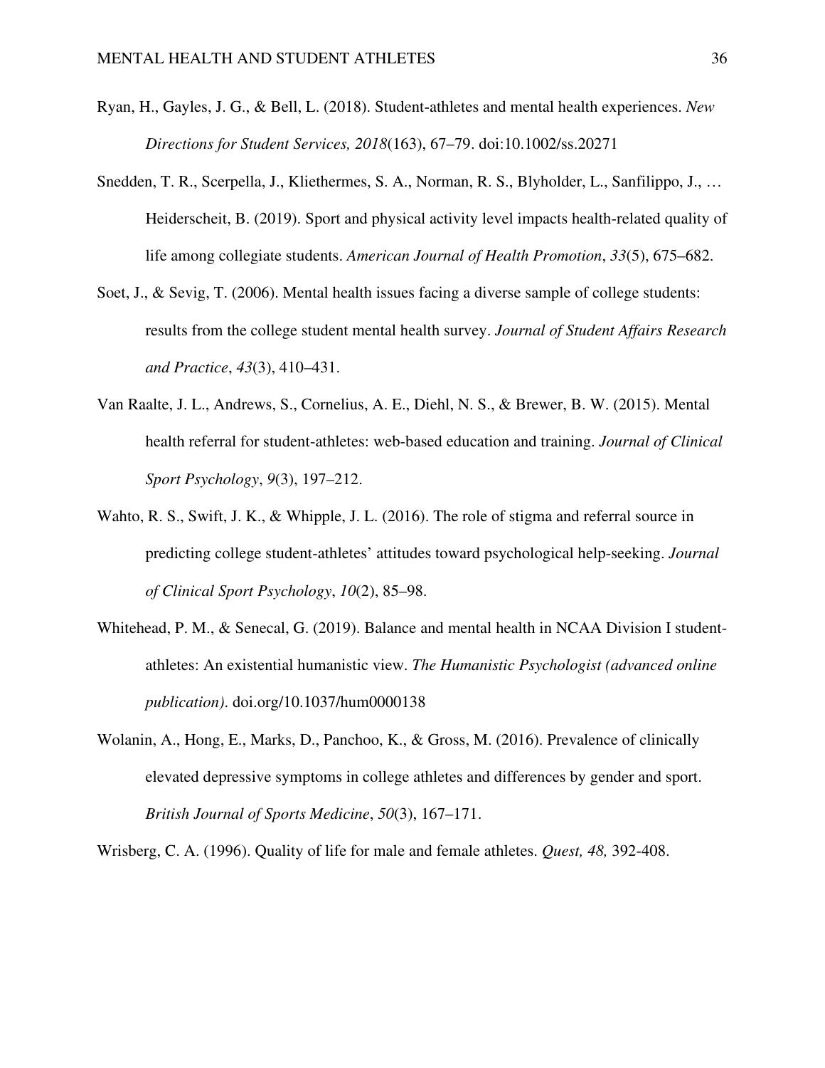Ryan, H., Gayles, J. G., & Bell, L. (2018). Student-athletes and mental health experiences. *New Directions for Student Services, 2018*(163), 67–79. doi:10.1002/ss.20271

Snedden, T. R., Scerpella, J., Kliethermes, S. A., Norman, R. S., Blyholder, L., Sanfilippo, J., … Heiderscheit, B. (2019). Sport and physical activity level impacts health-related quality of life among collegiate students. *American Journal of Health Promotion*, *33*(5), 675–682.

Soet, J., & Sevig, T. (2006). Mental health issues facing a diverse sample of college students: results from the college student mental health survey. *Journal of Student Affairs Research and Practice*, *43*(3), 410–431.

Van Raalte, J. L., Andrews, S., Cornelius, A. E., Diehl, N. S., & Brewer, B. W. (2015). Mental health referral for student-athletes: web-based education and training. *Journal of Clinical Sport Psychology*, *9*(3), 197–212.

Wahto, R. S., Swift, J. K., & Whipple, J. L. (2016). The role of stigma and referral source in predicting college student-athletes' attitudes toward psychological help-seeking. *Journal of Clinical Sport Psychology*, *10*(2), 85–98.

Whitehead, P. M., & Senecal, G. (2019). Balance and mental health in NCAA Division I student-athletes: An existential humanistic view. *The Humanistic Psychologist (advanced online publication)*. doi.org/10.1037/hum0000138

Wolanin, A., Hong, E., Marks, D., Panchoo, K., & Gross, M. (2016). Prevalence of clinically elevated depressive symptoms in college athletes and differences by gender and sport. *British Journal of Sports Medicine*, *50*(3), 167–171.

Wrisberg, C. A. (1996). Quality of life for male and female athletes. *Quest, 48,* 392-408.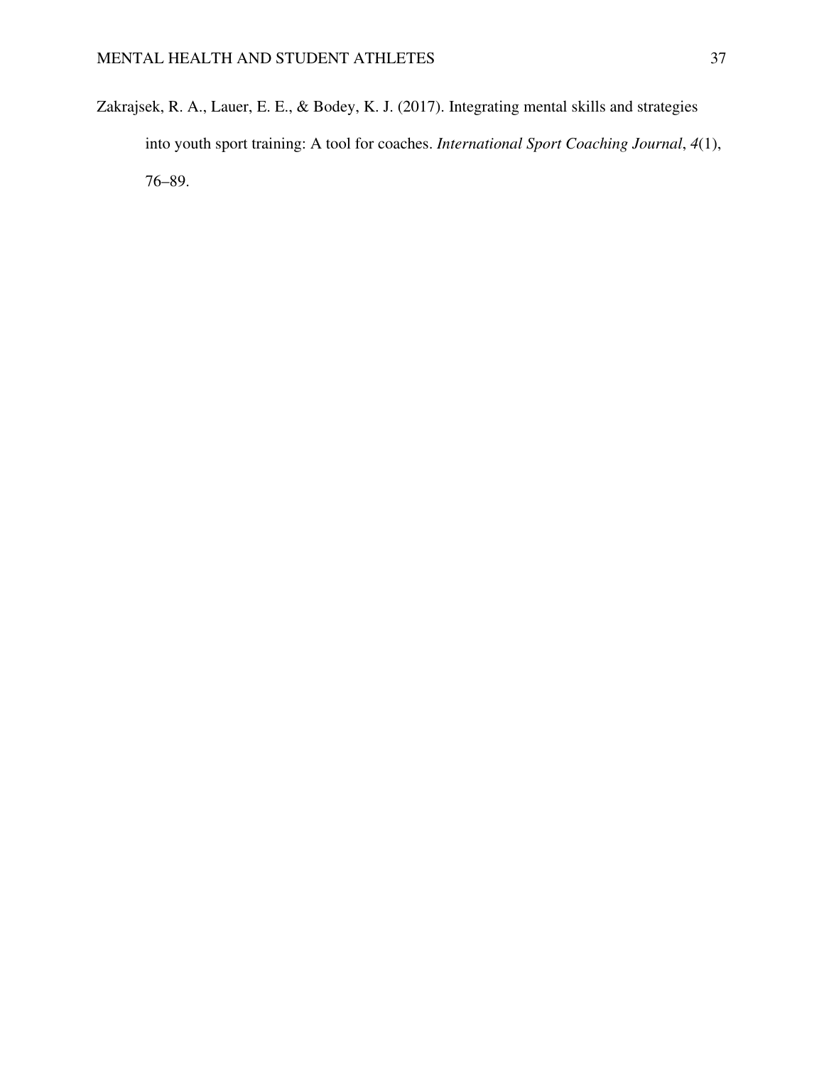Zakrajsek, R. A., Lauer, E. E., & Bodey, K. J. (2017). Integrating mental skills and strategies into youth sport training: A tool for coaches. *International Sport Coaching Journal*, *4*(1), 76–89.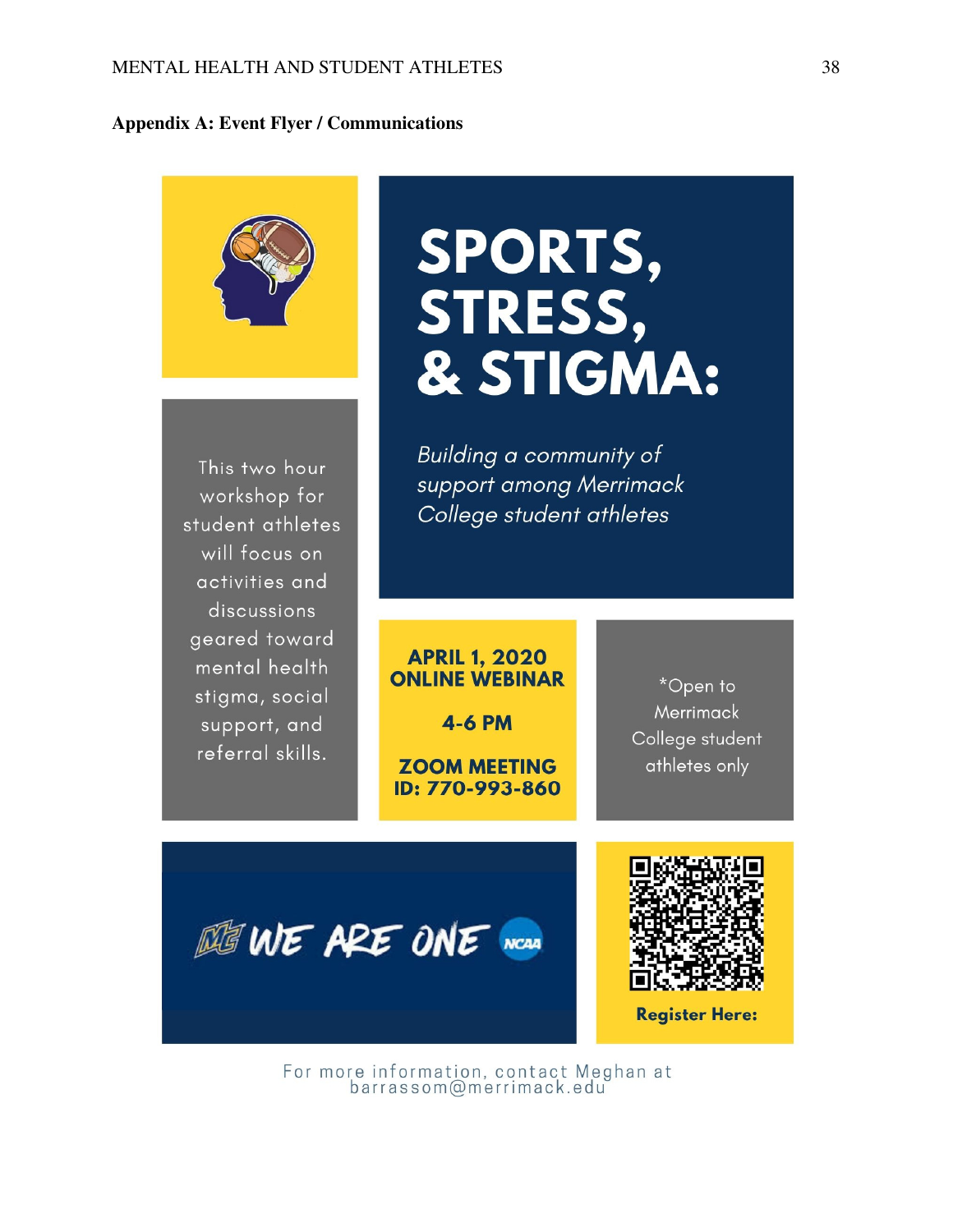**Appendix A: Event Flyer / Communications**

# SPORTS, STRESS, & STIGMA:

*Building a community of support among Merrimack College student athletes*

This two hour workshop for student athletes will focus on activities and discussions geared toward mental health stigma, social support, and referral skills.

**APRIL 1, 2020**
**ONLINE WEBINAR**

**4-6 PM**

**ZOOM MEETING**
**ID: 770-993-860**

*Open to Merrimack College student athletes only

WE ARE ONE

**Register Here:**

For more information, contact Meghan at barrassom@merrimack.edu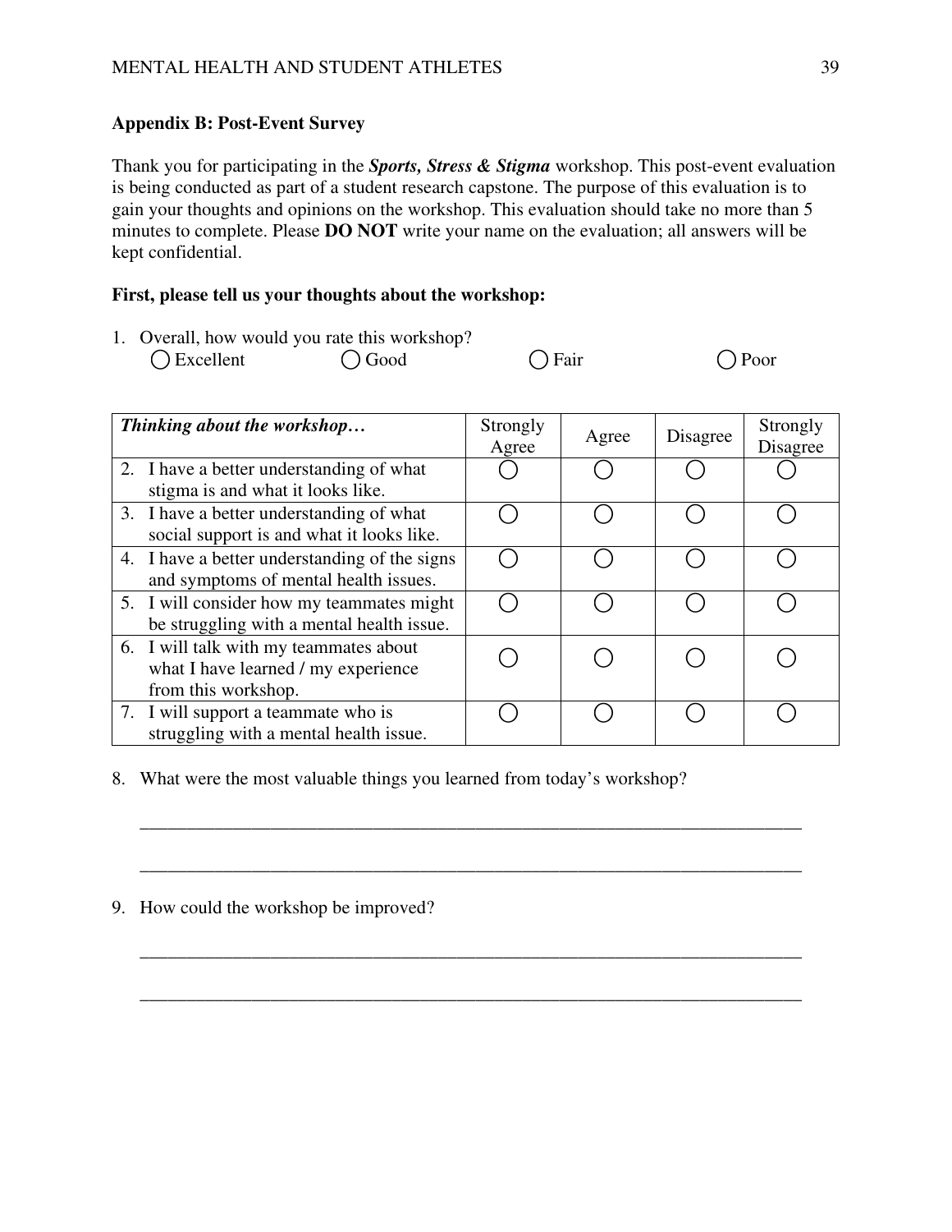**Appendix B: Post-Event Survey**

Thank you for participating in the ***Sports, Stress & Stigma*** workshop. This post-event evaluation is being conducted as part of a student research capstone. The purpose of this evaluation is to gain your thoughts and opinions on the workshop. This evaluation should take no more than 5 minutes to complete. Please **DO NOT** write your name on the evaluation; all answers will be kept confidential.

**First, please tell us your thoughts about the workshop:**

1. Overall, how would you rate this workshop?
   ◯ Excellent ◯ Good ◯ Fair ◯ Poor

| *Thinking about the workshop…* | Strongly Agree | Agree | Disagree | Strongly Disagree |
|---|---|---|---|---|
| 2. I have a better understanding of what stigma is and what it looks like. | ◯ | ◯ | ◯ | ◯ |
| 3. I have a better understanding of what social support is and what it looks like. | ◯ | ◯ | ◯ | ◯ |
| 4. I have a better understanding of the signs and symptoms of mental health issues. | ◯ | ◯ | ◯ | ◯ |
| 5. I will consider how my teammates might be struggling with a mental health issue. | ◯ | ◯ | ◯ | ◯ |
| 6. I will talk with my teammates about what I have learned / my experience from this workshop. | ◯ | ◯ | ◯ | ◯ |
| 7. I will support a teammate who is struggling with a mental health issue. | ◯ | ◯ | ◯ | ◯ |

8. What were the most valuable things you learned from today's workshop?

___________________________________________________________________________

___________________________________________________________________________

9. How could the workshop be improved?

___________________________________________________________________________

___________________________________________________________________________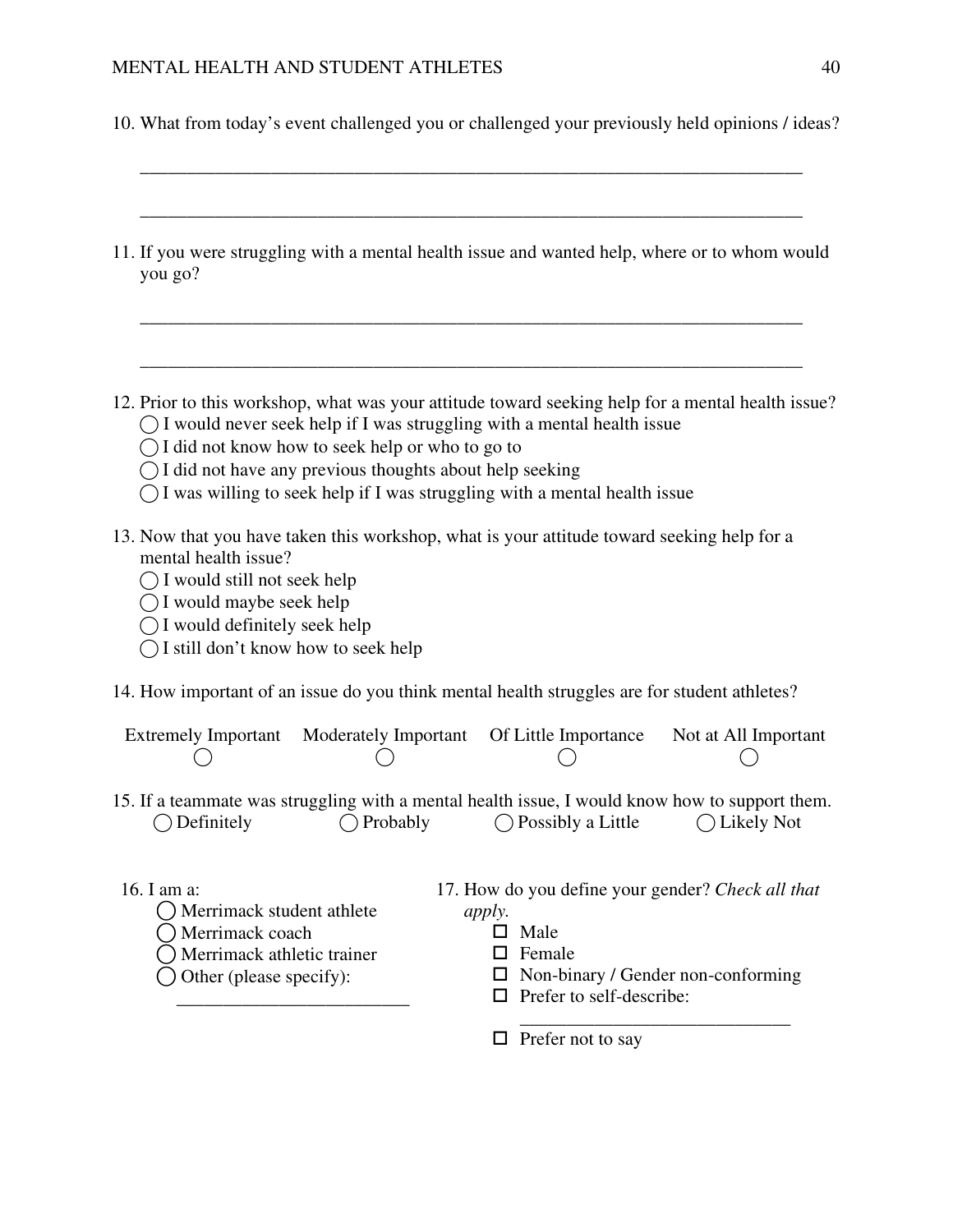10. What from today's event challenged you or challenged your previously held opinions / ideas?

_______________________________________________________________________

_______________________________________________________________________

11. If you were struggling with a mental health issue and wanted help, where or to whom would you go?

_______________________________________________________________________

_______________________________________________________________________

12. Prior to this workshop, what was your attitude toward seeking help for a mental health issue?
    - ◯ I would never seek help if I was struggling with a mental health issue
    - ◯ I did not know how to seek help or who to go to
    - ◯ I did not have any previous thoughts about help seeking
    - ◯ I was willing to seek help if I was struggling with a mental health issue

13. Now that you have taken this workshop, what is your attitude toward seeking help for a mental health issue?
    - ◯ I would still not seek help
    - ◯ I would maybe seek help
    - ◯ I would definitely seek help
    - ◯ I still don't know how to seek help

14. How important of an issue do you think mental health struggles are for student athletes?

| Extremely Important | Moderately Important | Of Little Importance | Not at All Important |
|---|---|---|---|
| ◯ | ◯ | ◯ | ◯ |

15. If a teammate was struggling with a mental health issue, I would know how to support them.
    ◯ Definitely ◯ Probably ◯ Possibly a Little ◯ Likely Not

16. I am a:
    - ◯ Merrimack student athlete
    - ◯ Merrimack coach
    - ◯ Merrimack athletic trainer
    - ◯ Other (please specify): _________________________

17. How do you define your gender? *Check all that apply.*
    - ☐ Male
    - ☐ Female
    - ☐ Non-binary / Gender non-conforming
    - ☐ Prefer to self-describe: ______________________________
    - ☐ Prefer not to say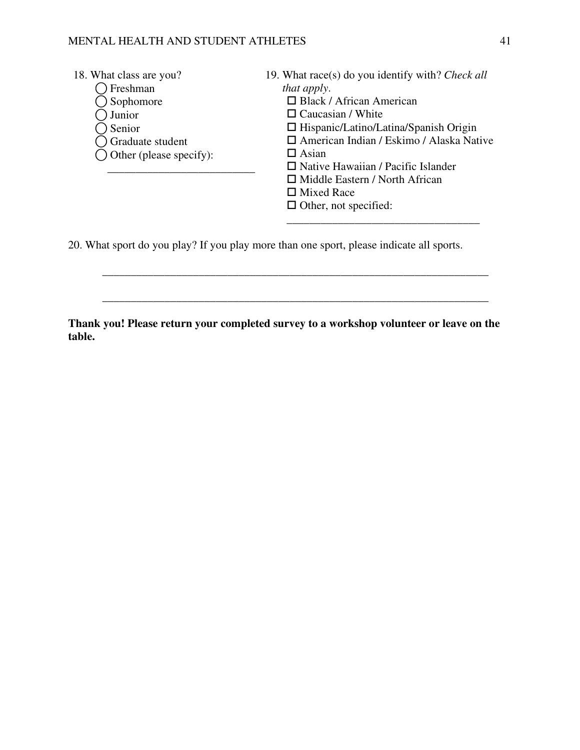18. What class are you?
   - ◯ Freshman
   - ◯ Sophomore
   - ◯ Junior
   - ◯ Senior
   - ◯ Graduate student
   - ◯ Other (please specify): ___________________________

19. What race(s) do you identify with? *Check all that apply.*
   - ☐ Black / African American
   - ☐ Caucasian / White
   - ☐ Hispanic/Latino/Latina/Spanish Origin
   - ☐ American Indian / Eskimo / Alaska Native
   - ☐ Asian
   - ☐ Native Hawaiian / Pacific Islander
   - ☐ Middle Eastern / North African
   - ☐ Mixed Race
   - ☐ Other, not specified: ___________________________________

20. What sport do you play? If you play more than one sport, please indicate all sports.

______________________________________________________________________

______________________________________________________________________

**Thank you! Please return your completed survey to a workshop volunteer or leave on the table.**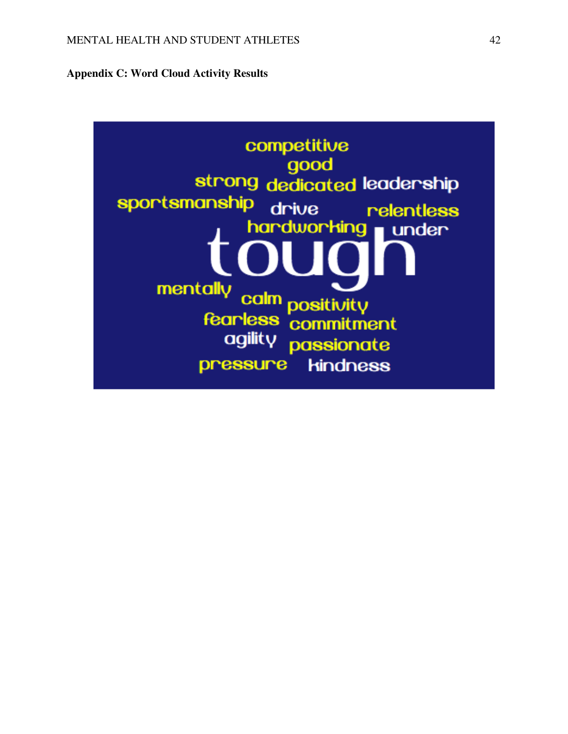**Appendix C: Word Cloud Activity Results**

competitive
good
strong
dedicated
leadership
sportsmanship
drive
relentless
hardworking
under
tough
mentally
calm
positivity
fearless
commitment
agility
passionate
pressure
kindness